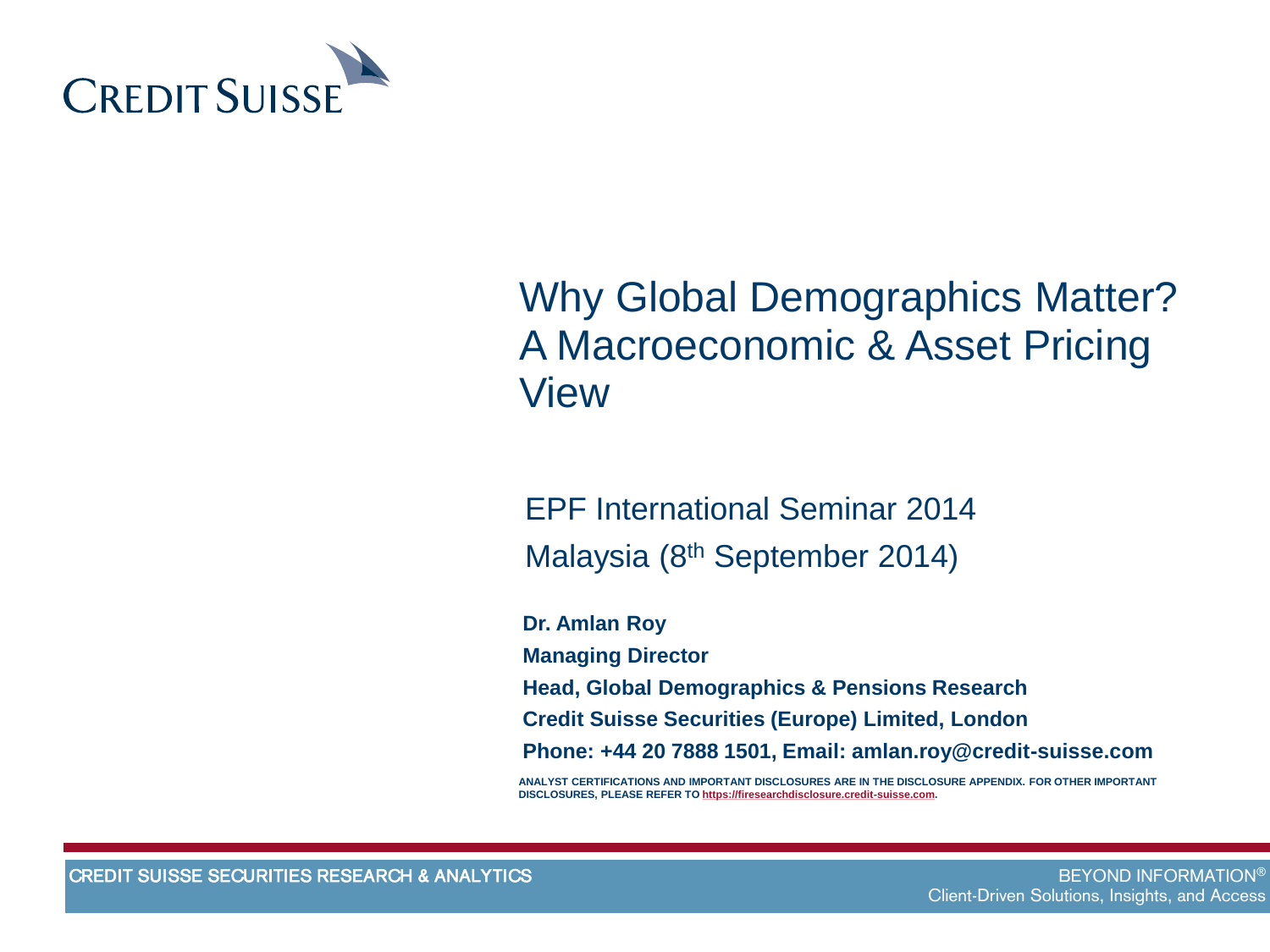CREDIT SUISSE

# Why Global Demographics Matter? A Macroeconomic & Asset Pricing View

EPF International Seminar 2014

Malaysia (8th September 2014)

**Dr. Amlan Roy**

**Managing Director**

**Head, Global Demographics & Pensions Research**

**Credit Suisse Securities (Europe) Limited, London**

**Phone: +44 20 7888 1501, Email: amlan.roy@credit-suisse.com**

ANALYST CERTIFICATIONS AND IMPORTANT DISCLOSURES ARE IN THE DISCLOSURE APPENDIX. FOR OTHER IMPORTANT DISCLOSURES, PLEASE REFER TO https://firesearchdisclosure.credit-suisse.com.

CREDIT SUISSE SECURITIES RESEARCH & ANALYTICS

BEYOND INFORMATION®
Client-Driven Solutions, Insights, and Access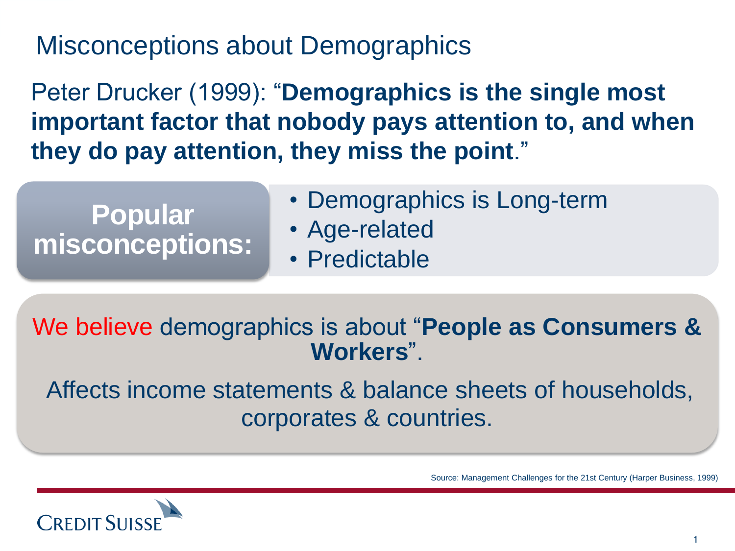# Misconceptions about Demographics

Peter Drucker (1999): "**Demographics is the single most important factor that nobody pays attention to, and when they do pay attention, they miss the point**."

**Popular misconceptions:**

- Demographics is Long-term
- Age-related
- Predictable

We believe demographics is about "**People as Consumers & Workers**".

Affects income statements & balance sheets of households, corporates & countries.

Source: Management Challenges for the 21st Century (Harper Business, 1999)

CREDIT SUISSE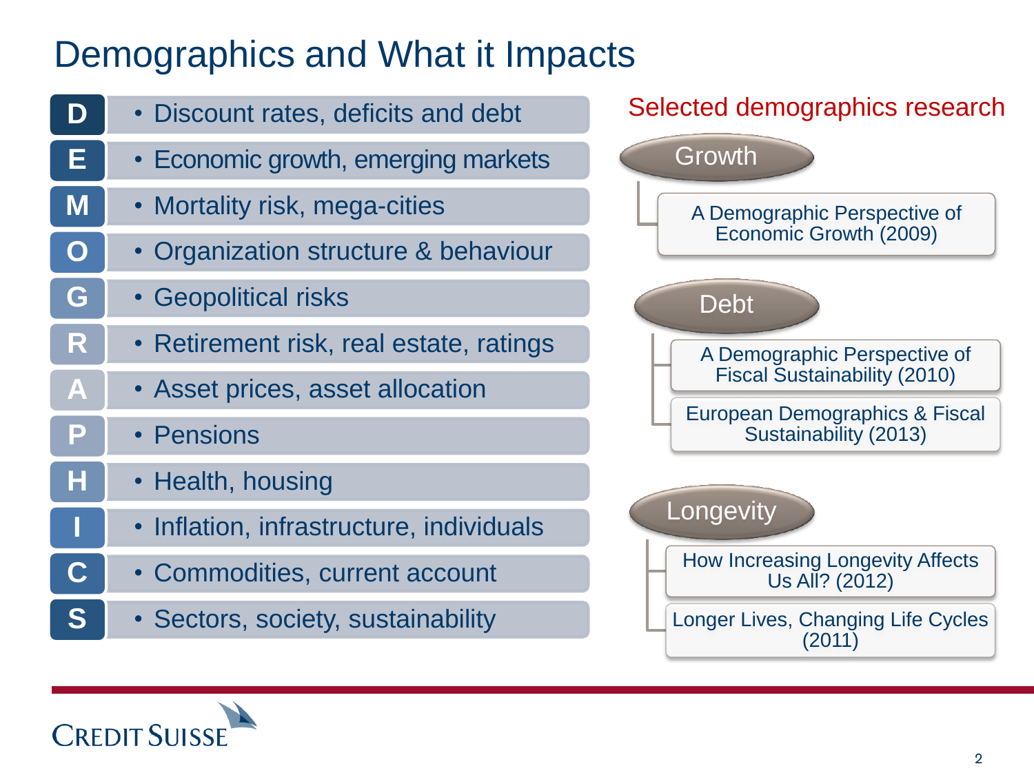# Demographics and What it Impacts

- **D** • Discount rates, deficits and debt
- **E** • Economic growth, emerging markets
- **M** • Mortality risk, mega-cities
- **O** • Organization structure & behaviour
- **G** • Geopolitical risks
- **R** • Retirement risk, real estate, ratings
- **A** • Asset prices, asset allocation
- **P** • Pensions
- **H** • Health, housing
- **I** • Inflation, infrastructure, individuals
- **C** • Commodities, current account
- **S** • Sectors, society, sustainability

## Selected demographics research

**Growth**
- A Demographic Perspective of Economic Growth (2009)

**Debt**
- A Demographic Perspective of Fiscal Sustainability (2010)
- European Demographics & Fiscal Sustainability (2013)

**Longevity**
- How Increasing Longevity Affects Us All? (2012)
- Longer Lives, Changing Life Cycles (2011)

CREDIT SUISSE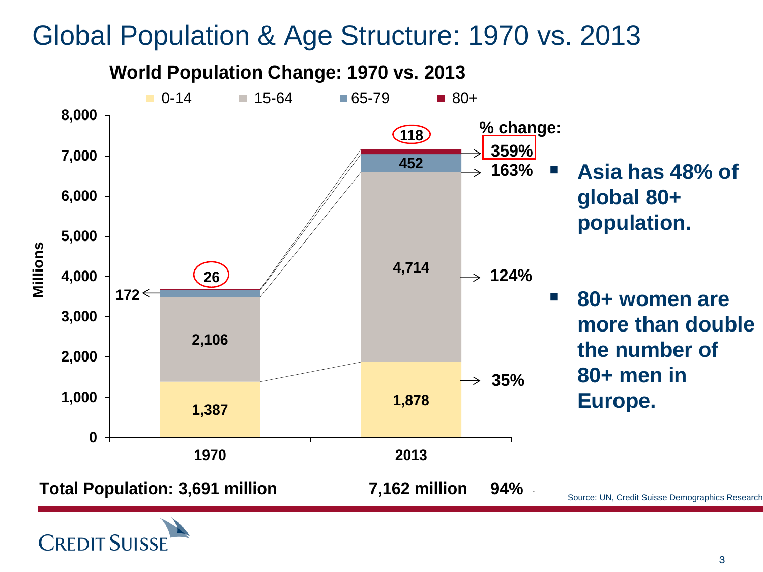# Global Population & Age Structure: 1970 vs. 2013

**World Population Change: 1970 vs. 2013**

0-14 15-64 65-79 80+

Millions

8,000
7,000
6,000
5,000
4,000
3,000
2,000
1,000
0

1970: 26, 172, 2,106, 1,387

2013: 118, 452, 4,714, 1,878

% change:
359%
163%
124%
35%

1970 2013

**Total Population: 3,691 million** **7,162 million** **94%**

- **Asia has 48% of global 80+ population.**
- **80+ women are more than double the number of 80+ men in Europe.**

Source: UN, Credit Suisse Demographics Research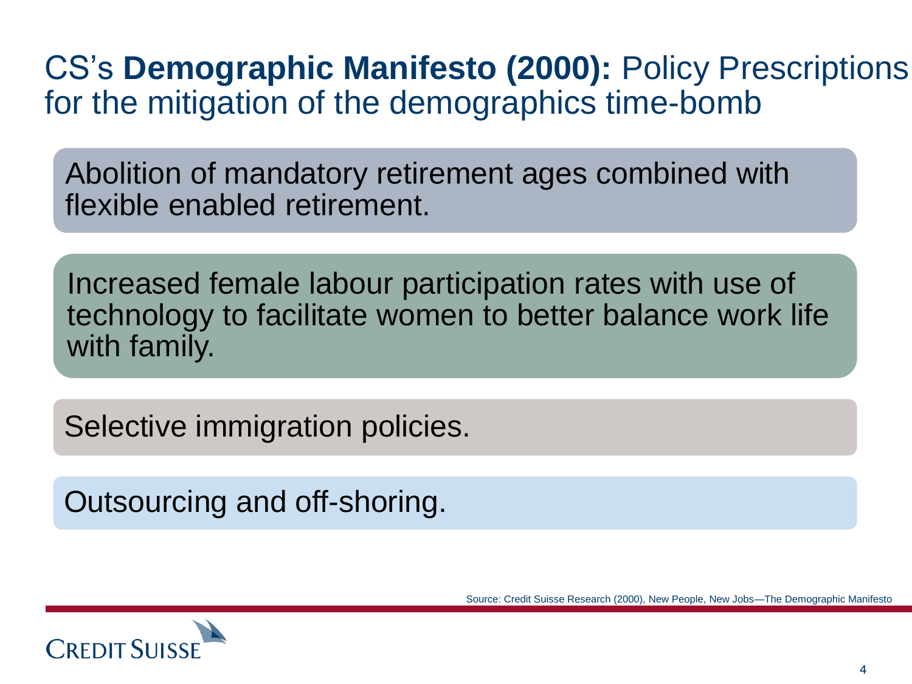# CS's **Demographic Manifesto (2000):** Policy Prescriptions for the mitigation of the demographics time-bomb

Abolition of mandatory retirement ages combined with flexible enabled retirement.

Increased female labour participation rates with use of technology to facilitate women to better balance work life with family.

Selective immigration policies.

Outsourcing and off-shoring.

Source: Credit Suisse Research (2000), New People, New Jobs—The Demographic Manifesto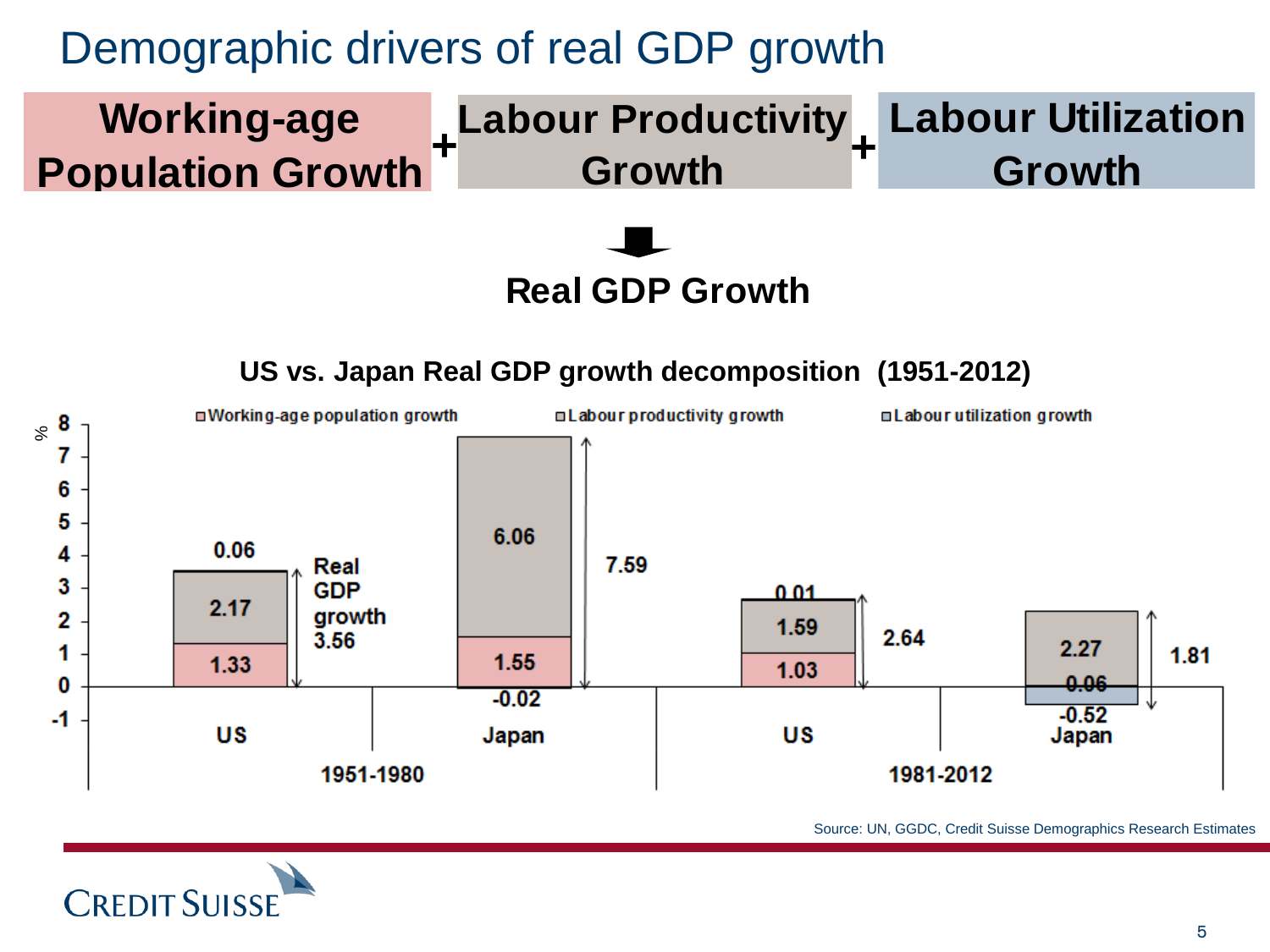# Demographic drivers of real GDP growth

**Working-age Population Growth** + **Labour Productivity Growth** + **Labour Utilization Growth**

↓

**Real GDP Growth**

**US vs. Japan Real GDP growth decomposition (1951-2012)**

Working-age population growth
Labour productivity growth
Labour utilization growth

%
8
7
6
5
4
3
2
1
0
-1

0.06
2.17
1.33
Real GDP growth 3.56

6.06
1.55
-0.02
7.59

0.01
1.59
1.03
2.64

2.27
0.06
-0.52
1.81

US
Japan
1951-1980

US
Japan
1981-2012

Source: UN, GGDC, Credit Suisse Demographics Research Estimates

CREDIT SUISSE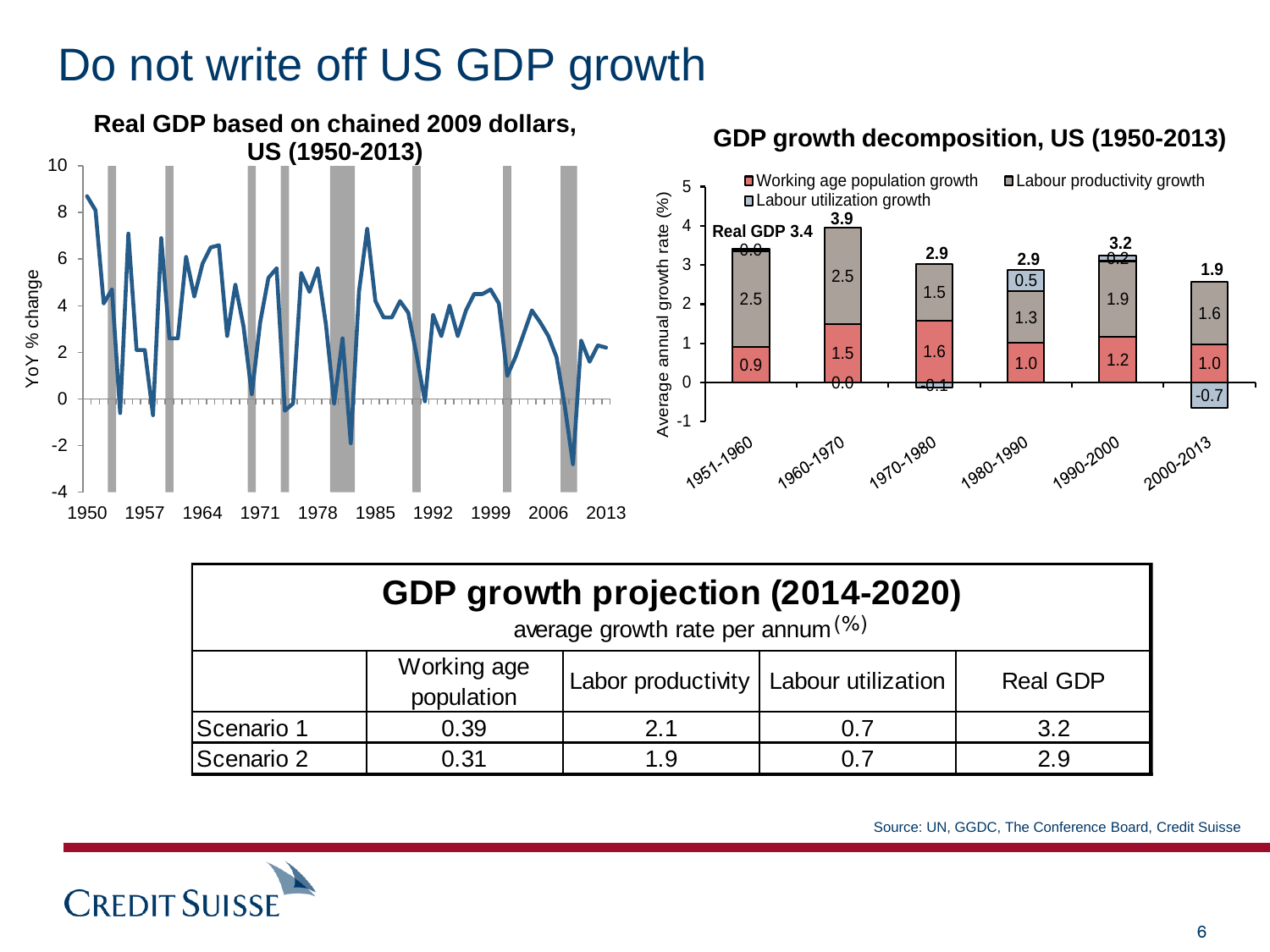# Do not write off US GDP growth

**Real GDP based on chained 2009 dollars, US (1950-2013)**

YoY % change

10
8
6
4
2
0
-2
-4

1950 1957 1964 1971 1978 1985 1992 1999 2006 2013

**GDP growth decomposition, US (1950-2013)**

Working age population growth
Labour productivity growth
Labour utilization growth

Average annual growth rate (%)

5
4
3
2
1
0
-1

Real GDP 3.4
0.0
2.5
0.9

3.9
2.5
1.5
0.0

2.9
1.5
1.6
-0.1

2.9
0.5
1.3
1.0

3.2
0.2
1.9
1.2

1.9
1.6
1.0
-0.7

1951-1960 1960-1970 1970-1980 1980-1990 1990-2000 2000-2013

| GDP growth projection (2014-2020) average growth rate per annum (%) | | | | |
|---|---|---|---|---|
| | Working age population | Labor productivity | Labour utilization | Real GDP |
| Scenario 1 | 0.39 | 2.1 | 0.7 | 3.2 |
| Scenario 2 | 0.31 | 1.9 | 0.7 | 2.9 |

Source: UN, GGDC, The Conference Board, Credit Suisse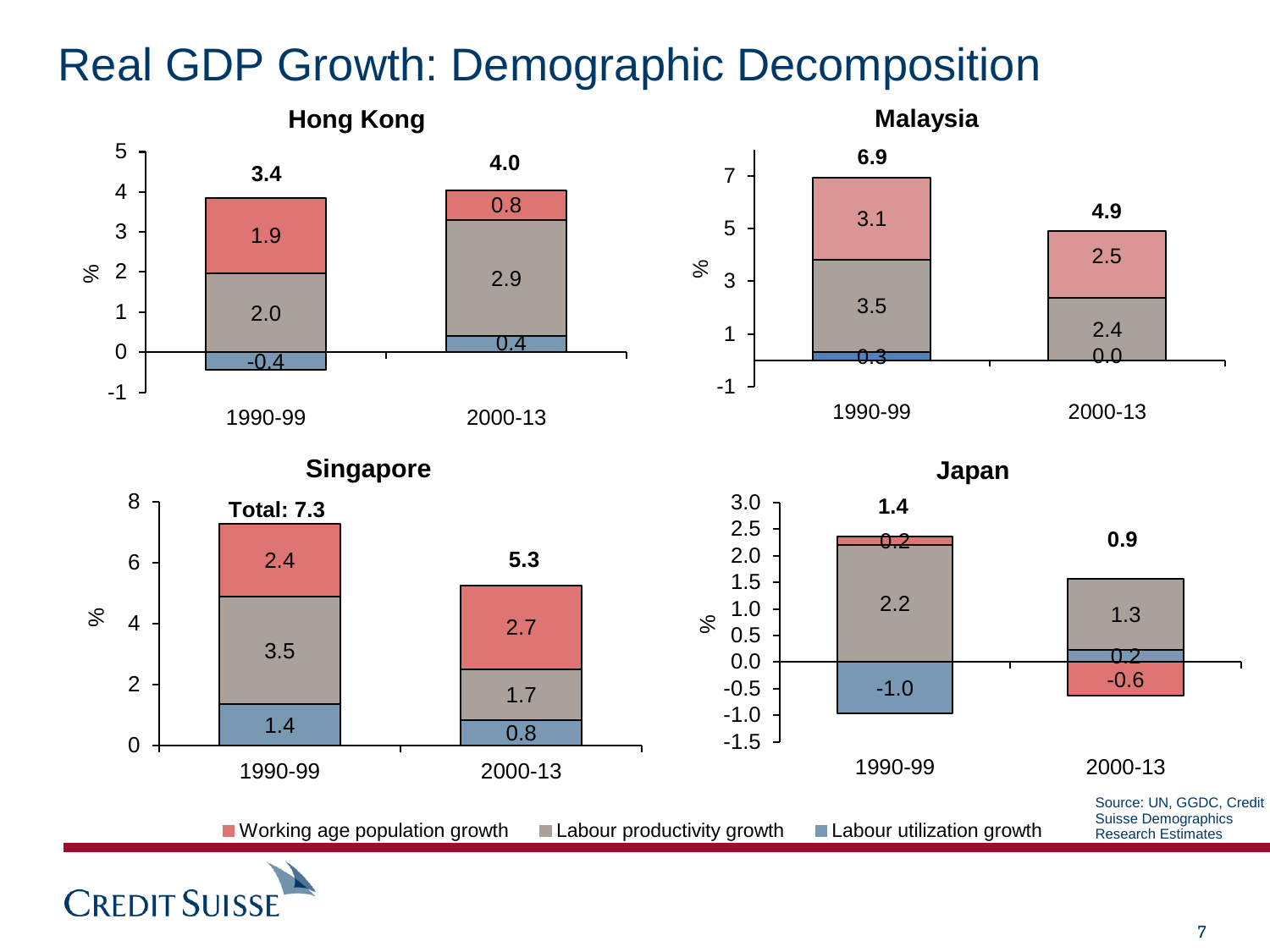# Real GDP Growth: Demographic Decomposition

### Hong Kong

| % | 1990-99 | 2000-13 |
|---|---|---|
| Working age population growth | 1.9 | 0.8 |
| Labour productivity growth | 2.0 | 2.9 |
| Labour utilization growth | -0.4 | 0.4 |
| Total | 3.4 | 4.0 |

### Malaysia

| % | 1990-99 | 2000-13 |
|---|---|---|
| Working age population growth | 3.1 | 2.5 |
| Labour productivity growth | 3.5 | 2.4 |
| Labour utilization growth | 0.3 | 0.0 |
| Total | 6.9 | 4.9 |

### Singapore

| % | 1990-99 | 2000-13 |
|---|---|---|
| Working age population growth | 2.4 | 2.7 |
| Labour productivity growth | 3.5 | 1.7 |
| Labour utilization growth | 1.4 | 0.8 |
| Total | 7.3 | 5.3 |

### Japan

| % | 1990-99 | 2000-13 |
|---|---|---|
| Working age population growth | 0.2 | -0.6 |
| Labour productivity growth | 2.2 | 1.3 |
| Labour utilization growth | -1.0 | 0.2 |
| Total | 1.4 | 0.9 |

Working age population growth | Labour productivity growth | Labour utilization growth

Source: UN, GGDC, Credit Suisse Demographics Research Estimates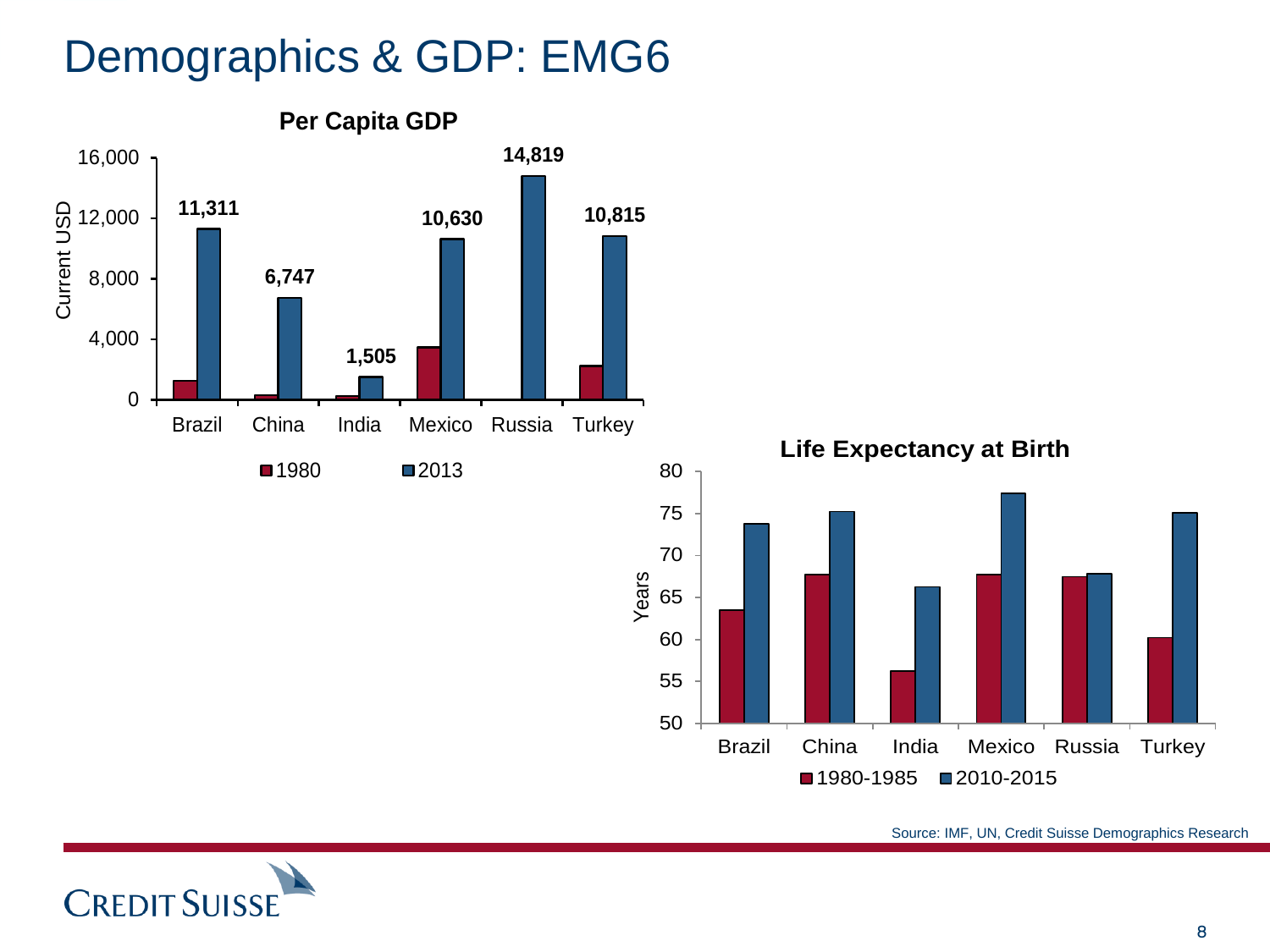# Demographics & GDP: EMG6

**Per Capita GDP**

Current USD

16,000
12,000
8,000
4,000
0

11,311
6,747
1,505
10,630
14,819
10,815

Brazil China India Mexico Russia Turkey

1980 2013

**Life Expectancy at Birth**

Years

80
75
70
65
60
55
50

Brazil China India Mexico Russia Turkey

1980-1985 2010-2015

Source: IMF, UN, Credit Suisse Demographics Research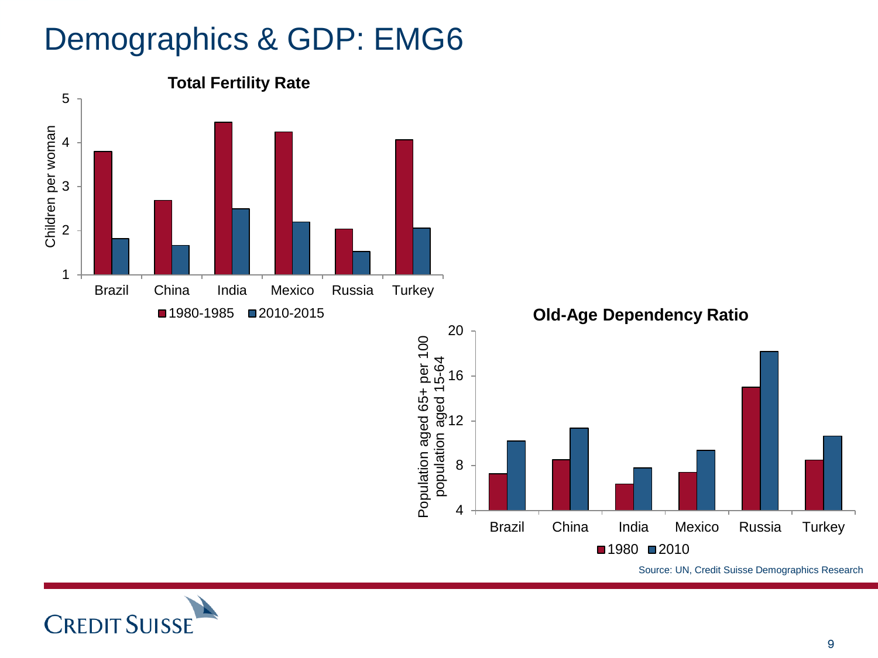# Demographics & GDP: EMG6

**Total Fertility Rate**

Children per woman

5
4
3
2
1

Brazil China India Mexico Russia Turkey

1980-1985 2010-2015

**Old-Age Dependency Ratio**

Population aged 65+ per 100 population aged 15-64

20
16
12
8
4

Brazil China India Mexico Russia Turkey

1980 2010

Source: UN, Credit Suisse Demographics Research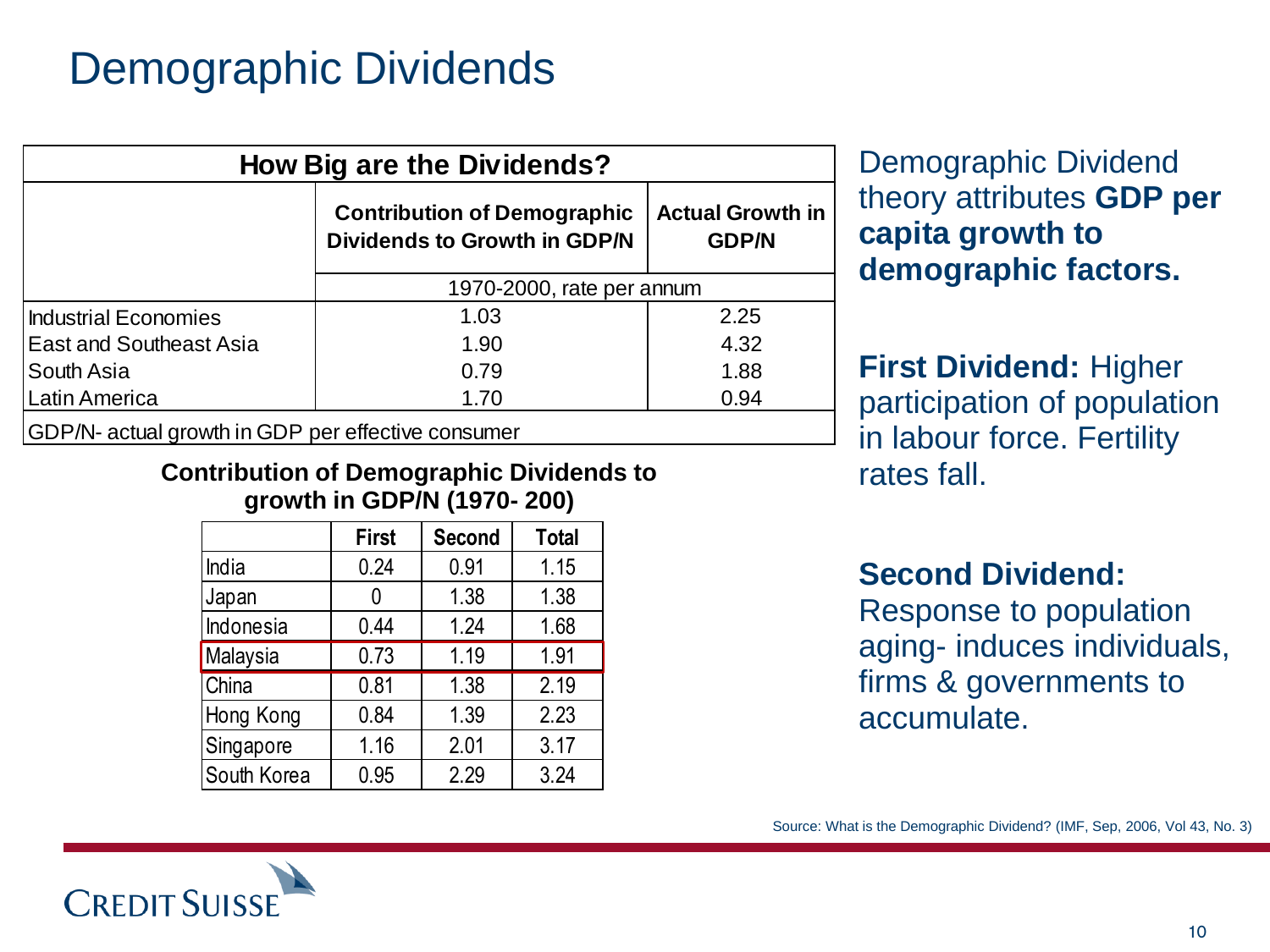# Demographic Dividends

| How Big are the Dividends? | | |
|---|---|---|
| | Contribution of Demographic Dividends to Growth in GDP/N | Actual Growth in GDP/N |
| | 1970-2000, rate per annum | |
| Industrial Economies | 1.03 | 2.25 |
| East and Southeast Asia | 1.90 | 4.32 |
| South Asia | 0.79 | 1.88 |
| Latin America | 1.70 | 0.94 |

GDP/N- actual growth in GDP per effective consumer

**Contribution of Demographic Dividends to growth in GDP/N (1970- 200)**

| | First | Second | Total |
|---|---|---|---|
| India | 0.24 | 0.91 | 1.15 |
| Japan | 0 | 1.38 | 1.38 |
| Indonesia | 0.44 | 1.24 | 1.68 |
| Malaysia | 0.73 | 1.19 | 1.91 |
| China | 0.81 | 1.38 | 2.19 |
| Hong Kong | 0.84 | 1.39 | 2.23 |
| Singapore | 1.16 | 2.01 | 3.17 |
| South Korea | 0.95 | 2.29 | 3.24 |

Demographic Dividend theory attributes **GDP per capita growth to demographic factors.**

**First Dividend:** Higher participation of population in labour force. Fertility rates fall.

**Second Dividend:** Response to population aging- induces individuals, firms & governments to accumulate.

Source: What is the Demographic Dividend? (IMF, Sep, 2006, Vol 43, No. 3)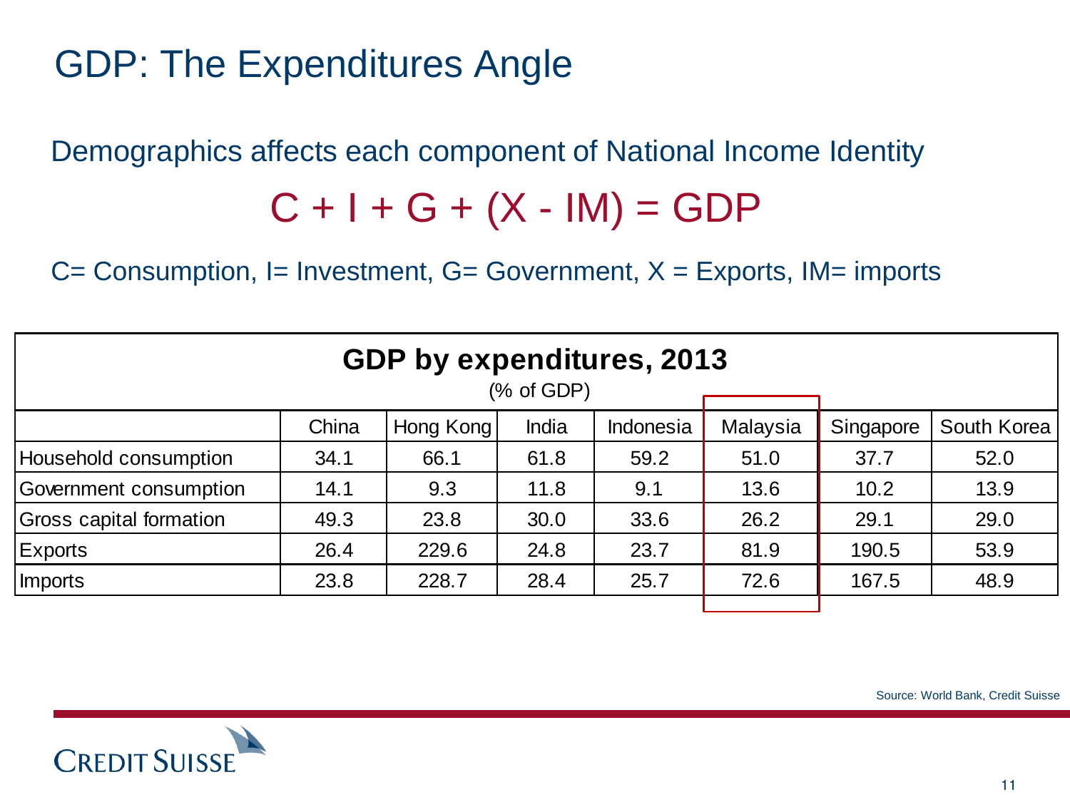# GDP: The Expenditures Angle

Demographics affects each component of National Income Identity

$$C + I + G + (X - IM) = GDP$$

C= Consumption, I= Investment, G= Government, X = Exports, IM= imports

**GDP by expenditures, 2013**
(% of GDP)

| | China | Hong Kong | India | Indonesia | Malaysia | Singapore | South Korea |
|---|---|---|---|---|---|---|---|
| Household consumption | 34.1 | 66.1 | 61.8 | 59.2 | 51.0 | 37.7 | 52.0 |
| Government consumption | 14.1 | 9.3 | 11.8 | 9.1 | 13.6 | 10.2 | 13.9 |
| Gross capital formation | 49.3 | 23.8 | 30.0 | 33.6 | 26.2 | 29.1 | 29.0 |
| Exports | 26.4 | 229.6 | 24.8 | 23.7 | 81.9 | 190.5 | 53.9 |
| Imports | 23.8 | 228.7 | 28.4 | 25.7 | 72.6 | 167.5 | 48.9 |

Source: World Bank, Credit Suisse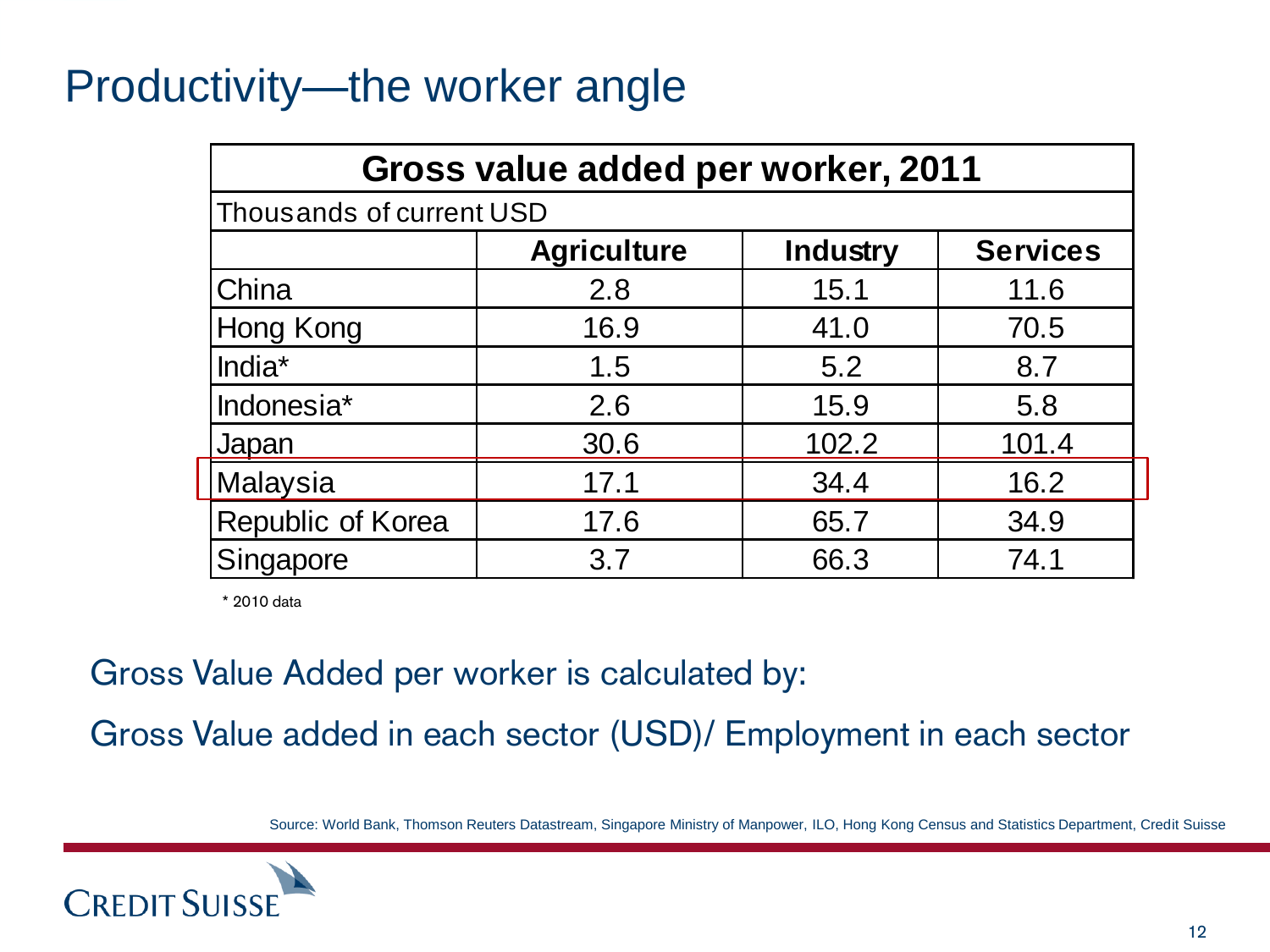# Productivity—the worker angle

| Gross value added per worker, 2011 | | | |
|---|---|---|---|
| Thousands of current USD | | | |
| | Agriculture | Industry | Services |
| China | 2.8 | 15.1 | 11.6 |
| Hong Kong | 16.9 | 41.0 | 70.5 |
| India* | 1.5 | 5.2 | 8.7 |
| Indonesia* | 2.6 | 15.9 | 5.8 |
| Japan | 30.6 | 102.2 | 101.4 |
| Malaysia | 17.1 | 34.4 | 16.2 |
| Republic of Korea | 17.6 | 65.7 | 34.9 |
| Singapore | 3.7 | 66.3 | 74.1 |

* 2010 data

Gross Value Added per worker is calculated by:

Gross Value added in each sector (USD)/ Employment in each sector

Source: World Bank, Thomson Reuters Datastream, Singapore Ministry of Manpower, ILO, Hong Kong Census and Statistics Department, Credit Suisse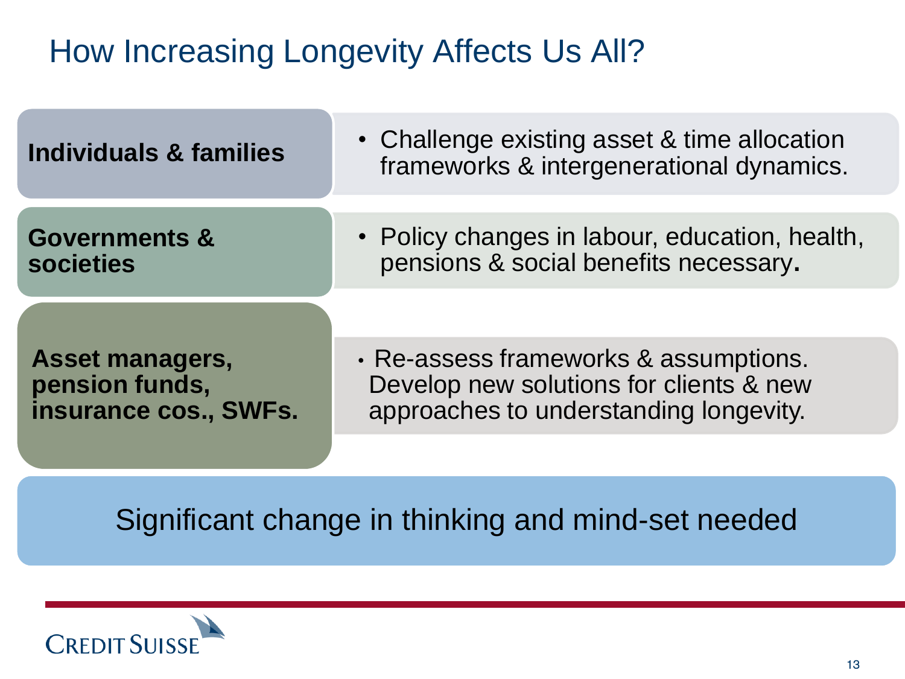# How Increasing Longevity Affects Us All?

**Individuals & families**

- Challenge existing asset & time allocation frameworks & intergenerational dynamics.

**Governments & societies**

- Policy changes in labour, education, health, pensions & social benefits necessary.

**Asset managers, pension funds, insurance cos., SWFs.**

- Re-assess frameworks & assumptions. Develop new solutions for clients & new approaches to understanding longevity.

Significant change in thinking and mind-set needed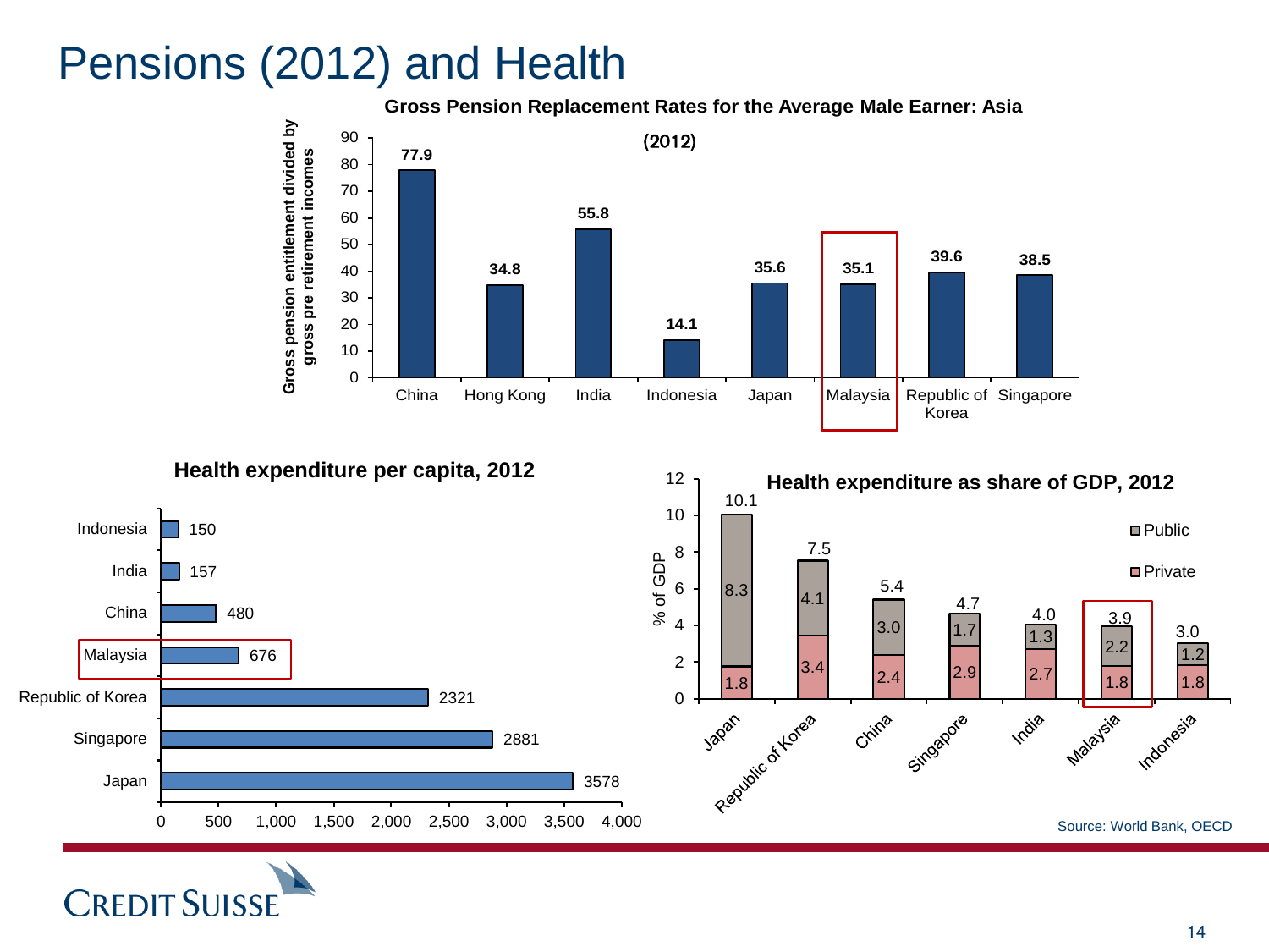# Pensions (2012) and Health

**Gross Pension Replacement Rates for the Average Male Earner: Asia**

(2012)

Gross pension entitlement divided by gross pre retirement incomes

0
10
20
30
40
50
60
70
80
90

77.9
34.8
55.8
14.1
35.6
35.1
39.6
38.5

China
Hong Kong
India
Indonesia
Japan
Malaysia
Republic of Korea
Singapore

**Health expenditure per capita, 2012**

Indonesia 150
India 157
China 480
Malaysia 676
Republic of Korea 2321
Singapore 2881
Japan 3578

0
500
1,000
1,500
2,000
2,500
3,000
3,500
4,000

**Health expenditure as share of GDP, 2012**

% of GDP

0
2
4
6
8
10
12

Public
Private

10.1
8.3
1.8
7.5
4.1
3.4
5.4
3.0
2.4
4.7
1.7
2.9
4.0
1.3
2.7
3.9
2.2
1.8
3.0
1.2
1.8

Japan
Republic of Korea
China
Singapore
India
Malaysia
Indonesia

Source: World Bank, OECD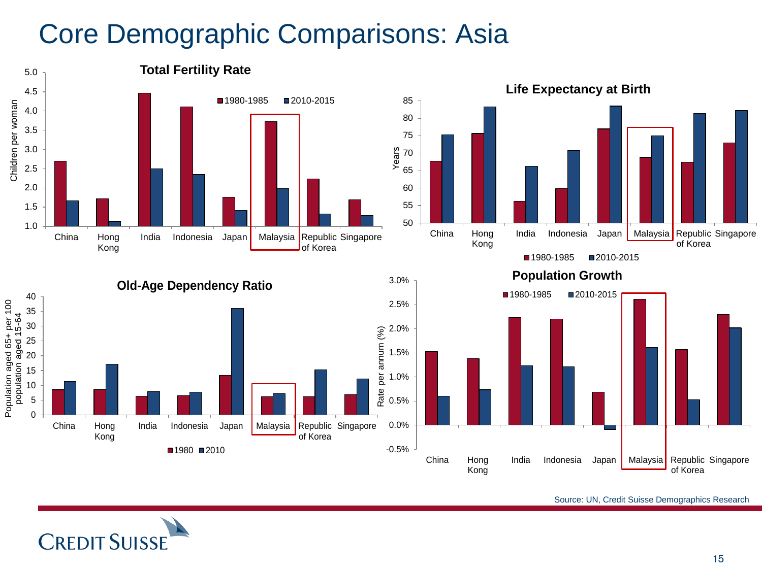# Core Demographic Comparisons: Asia

**Total Fertility Rate**

Children per woman

5.0
4.5
4.0
3.5
3.0
2.5
2.0
1.5
1.0

1980-1985
2010-2015

China
Hong Kong
India
Indonesia
Japan
Malaysia
Republic of Korea
Singapore

**Life Expectancy at Birth**

Years

85
80
75
70
65
60
55
50

China
Hong Kong
India
Indonesia
Japan
Malaysia
Republic of Korea
Singapore

1980-1985
2010-2015

**Old-Age Dependency Ratio**

Population aged 65+ per 100 population aged 15-64

40
35
30
25
20
15
10
5
0

China
Hong Kong
India
Indonesia
Japan
Malaysia
Republic of Korea
Singapore

1980
2010

**Population Growth**

Rate per annum (%)

3.0%
2.5%
2.0%
1.5%
1.0%
0.5%
0.0%
-0.5%

1980-1985
2010-2015

China
Hong Kong
India
Indonesia
Japan
Malaysia
Republic of Korea
Singapore

Source: UN, Credit Suisse Demographics Research

CREDIT SUISSE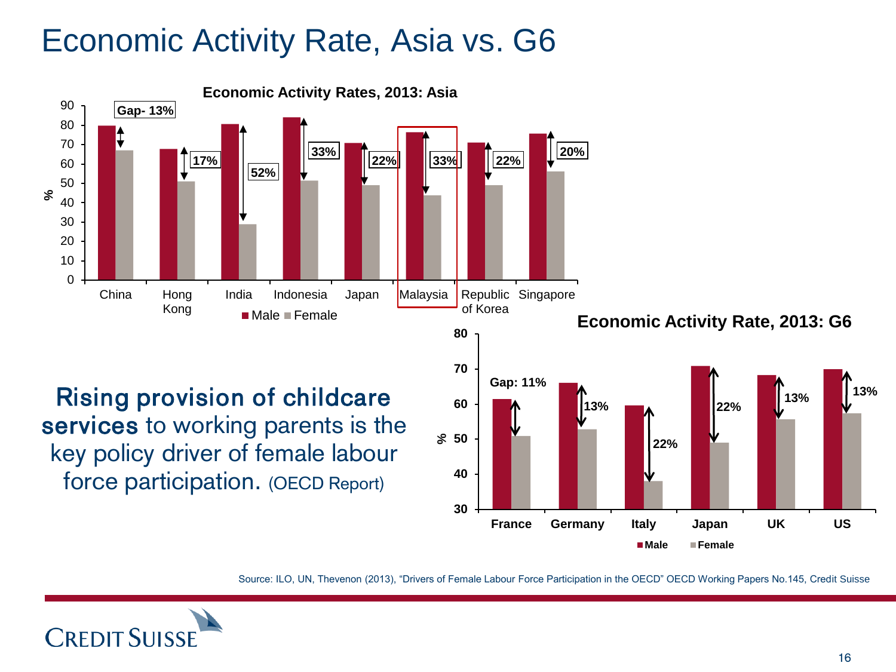# Economic Activity Rate, Asia vs. G6

**Economic Activity Rates, 2013: Asia**

90
80
70
60
50
40
30
20
10
0

%

Gap- 13%
17%
52%
33%
22%
33%
22%
20%

China
Hong Kong
India
Indonesia
Japan
Malaysia
Republic of Korea
Singapore

Male Female

**Economic Activity Rate, 2013: G6**

80
70
60
50
40
30

%

Gap: 11%
13%
22%
22%
13%
13%

France
Germany
Italy
Japan
UK
US

Male Female

**Rising provision of childcare services** to working parents is the key policy driver of female labour force participation. (OECD Report)

Source: ILO, UN, Thevenon (2013), "Drivers of Female Labour Force Participation in the OECD" OECD Working Papers No.145, Credit Suisse

CREDIT SUISSE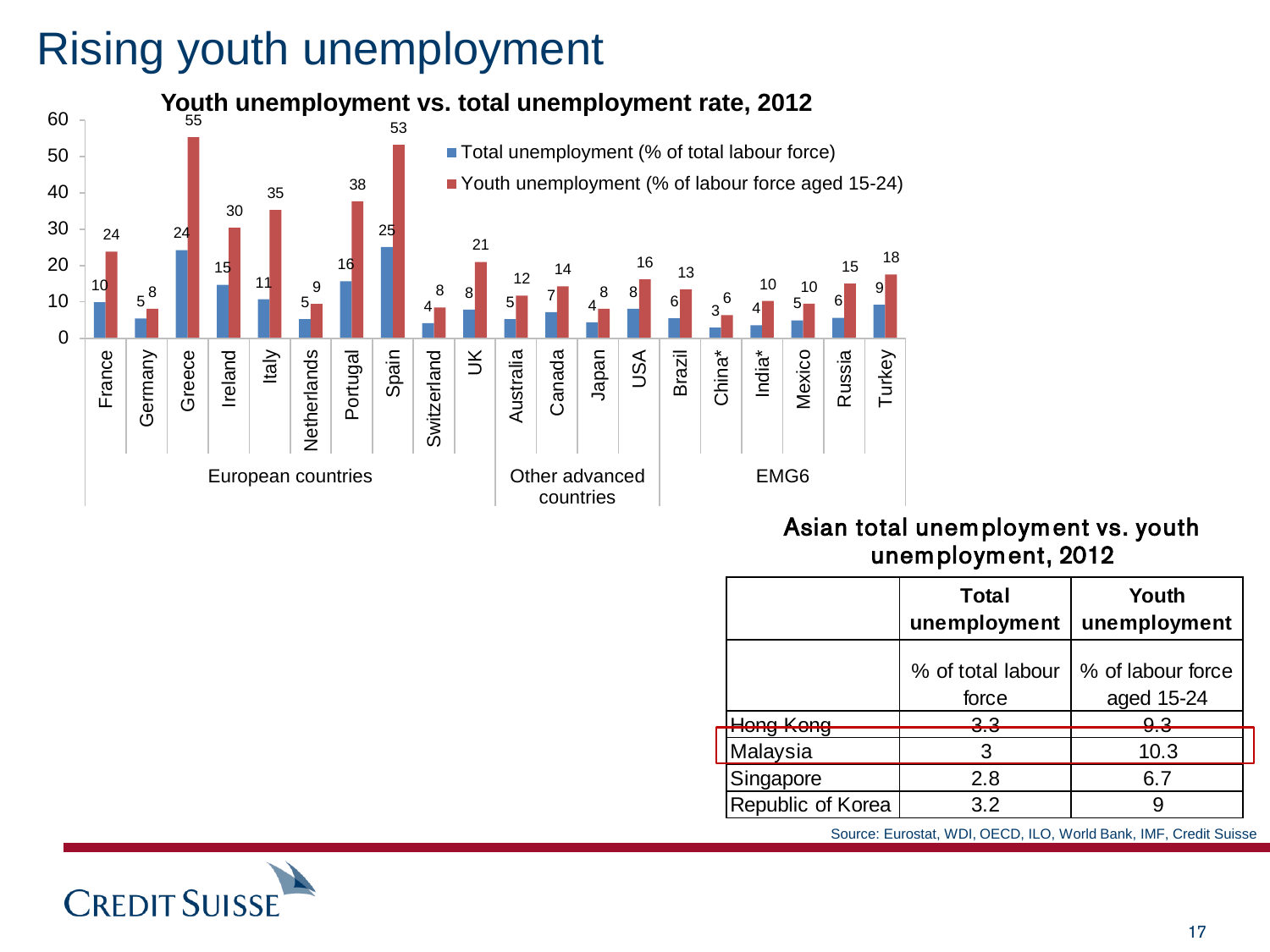# Rising youth unemployment

**Youth unemployment vs. total unemployment rate, 2012**

Total unemployment (% of total labour force)
Youth unemployment (% of labour force aged 15-24)

60
50
40
30
20
10
0

10 24
5 8
24 55
15 30
11 35
5 9
16 38
25 53
4 8
8 21
5 12
7 14
4 8
8 16
6 13
3 6
4 10
5 10
6 15
9 18

France
Germany
Greece
Ireland
Italy
Netherlands
Portugal
Spain
Switzerland
UK
Australia
Canada
Japan
USA
Brazil
China*
India*
Mexico
Russia
Turkey

European countries
Other advanced countries
EMG6

**Asian total unemployment vs. youth unemployment, 2012**

| | Total unemployment | Youth unemployment |
|---|---|---|
| | % of total labour force | % of labour force aged 15-24 |
| Hong Kong | 3.3 | 9.3 |
| Malaysia | 3 | 10.3 |
| Singapore | 2.8 | 6.7 |
| Republic of Korea | 3.2 | 9 |

Source: Eurostat, WDI, OECD, ILO, World Bank, IMF, Credit Suisse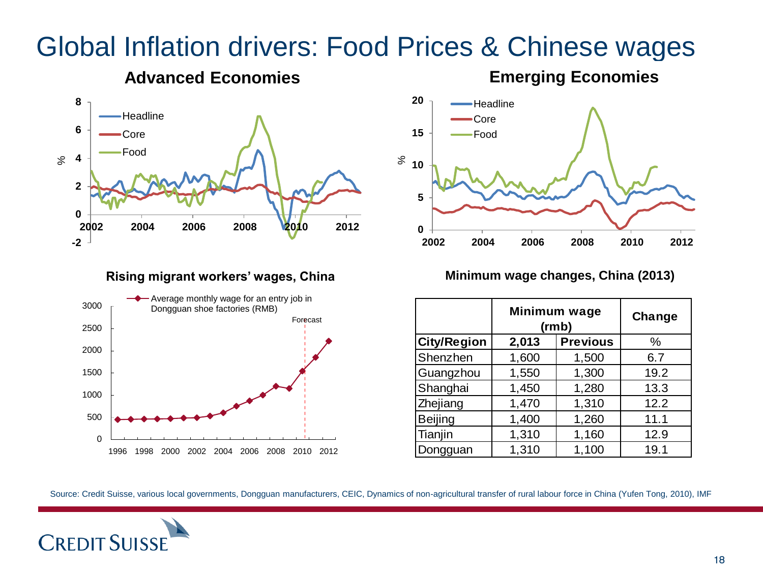# Global Inflation drivers: Food Prices & Chinese wages

## Advanced Economies

8
6
4
2
0
-2
%
2002
2004
2006
2008
2010
2012
Headline
Core
Food

## Emerging Economies

20
15
10
5
0
%
2002
2004
2006
2008
2010
2012
Headline
Core
Food

### Rising migrant workers' wages, China

Average monthly wage for an entry job in Dongguan shoe factories (RMB)
Forecast
3000
2500
2000
1500
1000
500
0
1996
1998
2000
2002
2004
2006
2008
2010
2012

### Minimum wage changes, China (2013)

| | Minimum wage (rmb) | | Change |
|---|---|---|---|
| City/Region | 2,013 | Previous | % |
| Shenzhen | 1,600 | 1,500 | 6.7 |
| Guangzhou | 1,550 | 1,300 | 19.2 |
| Shanghai | 1,450 | 1,280 | 13.3 |
| Zhejiang | 1,470 | 1,310 | 12.2 |
| Beijing | 1,400 | 1,260 | 11.1 |
| Tianjin | 1,310 | 1,160 | 12.9 |
| Dongguan | 1,310 | 1,100 | 19.1 |

Source: Credit Suisse, various local governments, Dongguan manufacturers, CEIC, Dynamics of non-agricultural transfer of rural labour force in China (Yufen Tong, 2010), IMF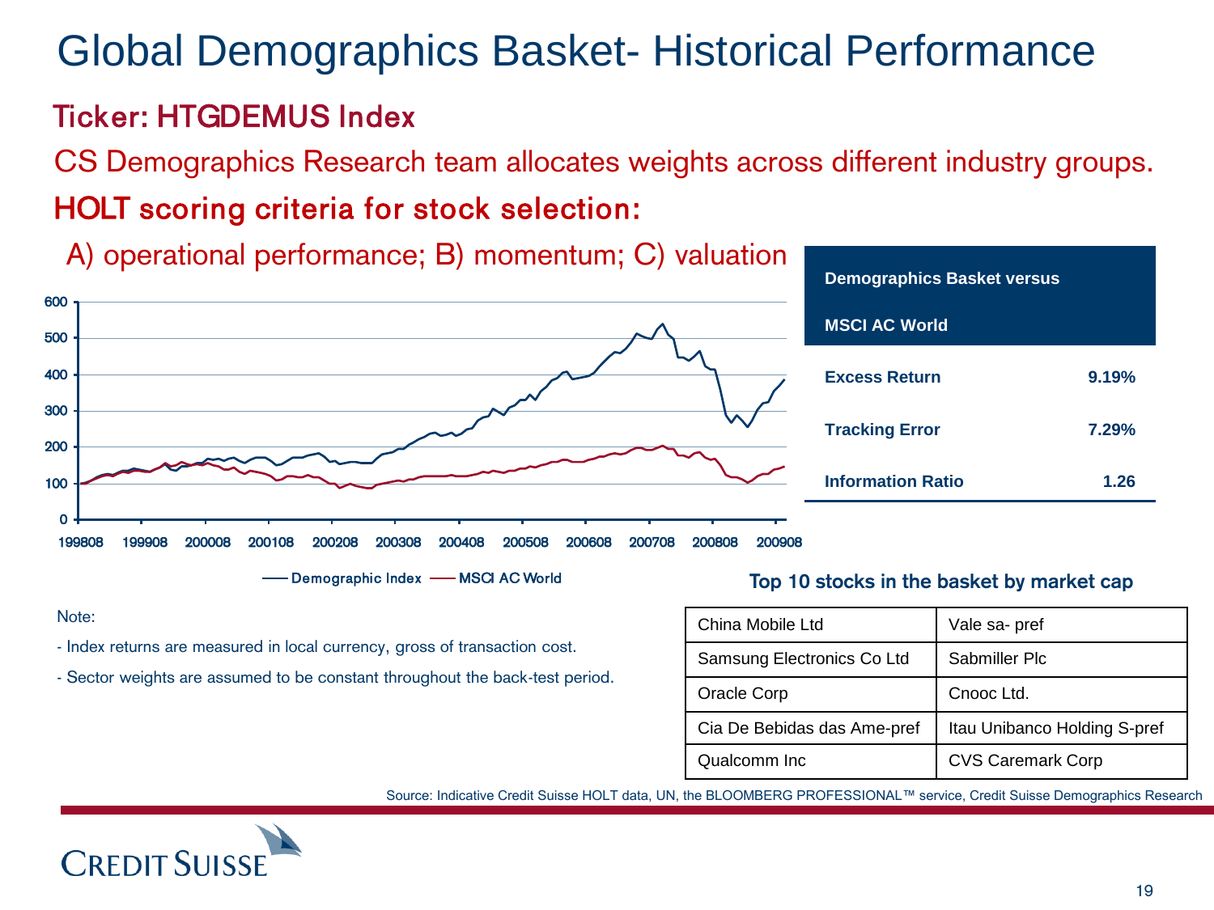# Global Demographics Basket- Historical Performance

## Ticker: HTGDEMUS Index

CS Demographics Research team allocates weights across different industry groups.

### HOLT scoring criteria for stock selection:

A) operational performance; B) momentum; C) valuation

600
500
400
300
200
100
0

199808 199908 200008 200108 200208 200308 200408 200508 200608 200708 200808 200908

Demographic Index — MSCI AC World

| Demographics Basket versus MSCI AC World | |
|---|---|
| **Excess Return** | **9.19%** |
| **Tracking Error** | **7.29%** |
| **Information Ratio** | **1.26** |

Note:

- Index returns are measured in local currency, gross of transaction cost.
- Sector weights are assumed to be constant throughout the back-test period.

**Top 10 stocks in the basket by market cap**

| | |
|---|---|
| China Mobile Ltd | Vale sa- pref |
| Samsung Electronics Co Ltd | Sabmiller Plc |
| Oracle Corp | Cnooc Ltd. |
| Cia De Bebidas das Ame-pref | Itau Unibanco Holding S-pref |
| Qualcomm Inc | CVS Caremark Corp |

Source: Indicative Credit Suisse HOLT data, UN, the BLOOMBERG PROFESSIONAL™ service, Credit Suisse Demographics Research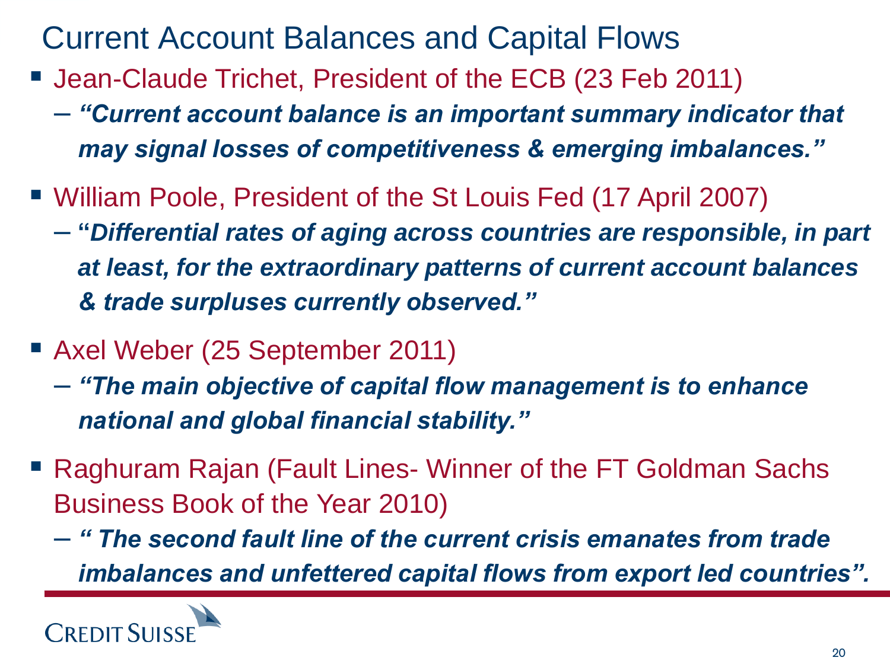# Current Account Balances and Capital Flows

- Jean-Claude Trichet, President of the ECB (23 Feb 2011)
  - ***"Current account balance is an important summary indicator that may signal losses of competitiveness & emerging imbalances."***
- William Poole, President of the St Louis Fed (17 April 2007)
  - **"*Differential rates of aging across countries are responsible, in part at least, for the extraordinary patterns of current account balances & trade surpluses currently observed."***
- Axel Weber (25 September 2011)
  - ***"The main objective of capital flow management is to enhance national and global financial stability."***
- Raghuram Rajan (Fault Lines- Winner of the FT Goldman Sachs Business Book of the Year 2010)
  - ***" The second fault line of the current crisis emanates from trade imbalances and unfettered capital flows from export led countries".***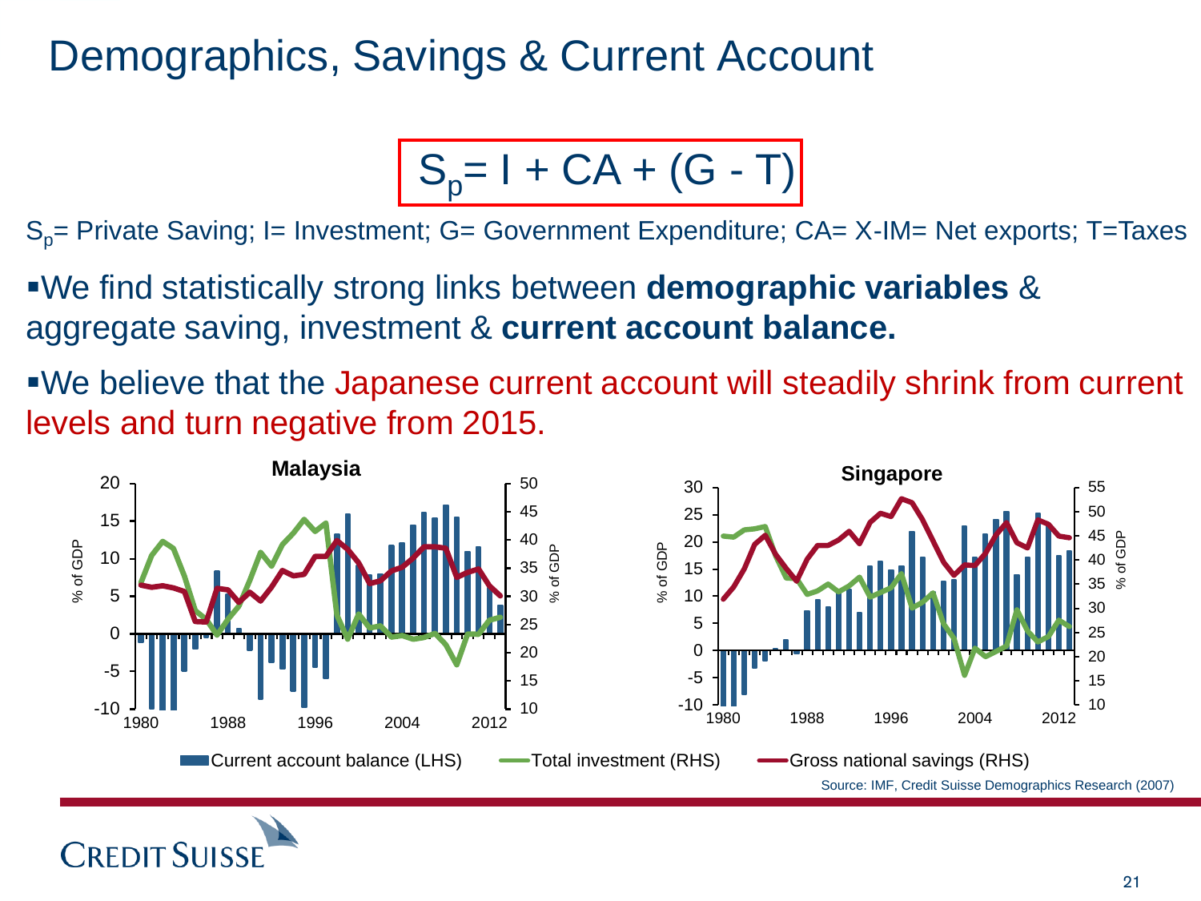# Demographics, Savings & Current Account

$$S_p = I + CA + (G - T)$$

$S_p$= Private Saving; I= Investment; G= Government Expenditure; CA= X-IM= Net exports; T=Taxes

- We find statistically strong links between **demographic variables** & aggregate saving, investment & **current account balance.**
- We believe that the Japanese current account will steadily shrink from current levels and turn negative from 2015.

Malaysia

20
15
10
5
0
-5
-10

% of GDP

50
45
40
35
30
25
20
15
10

% of GDP

1980
1988
1996
2004
2012

Singapore

30
25
20
15
10
5
0
-5
-10

% of GDP

55
50
45
40
35
30
25
20
15
10

% of GDP

1980
1988
1996
2004
2012

Current account balance (LHS)
Total investment (RHS)
Gross national savings (RHS)

Source: IMF, Credit Suisse Demographics Research (2007)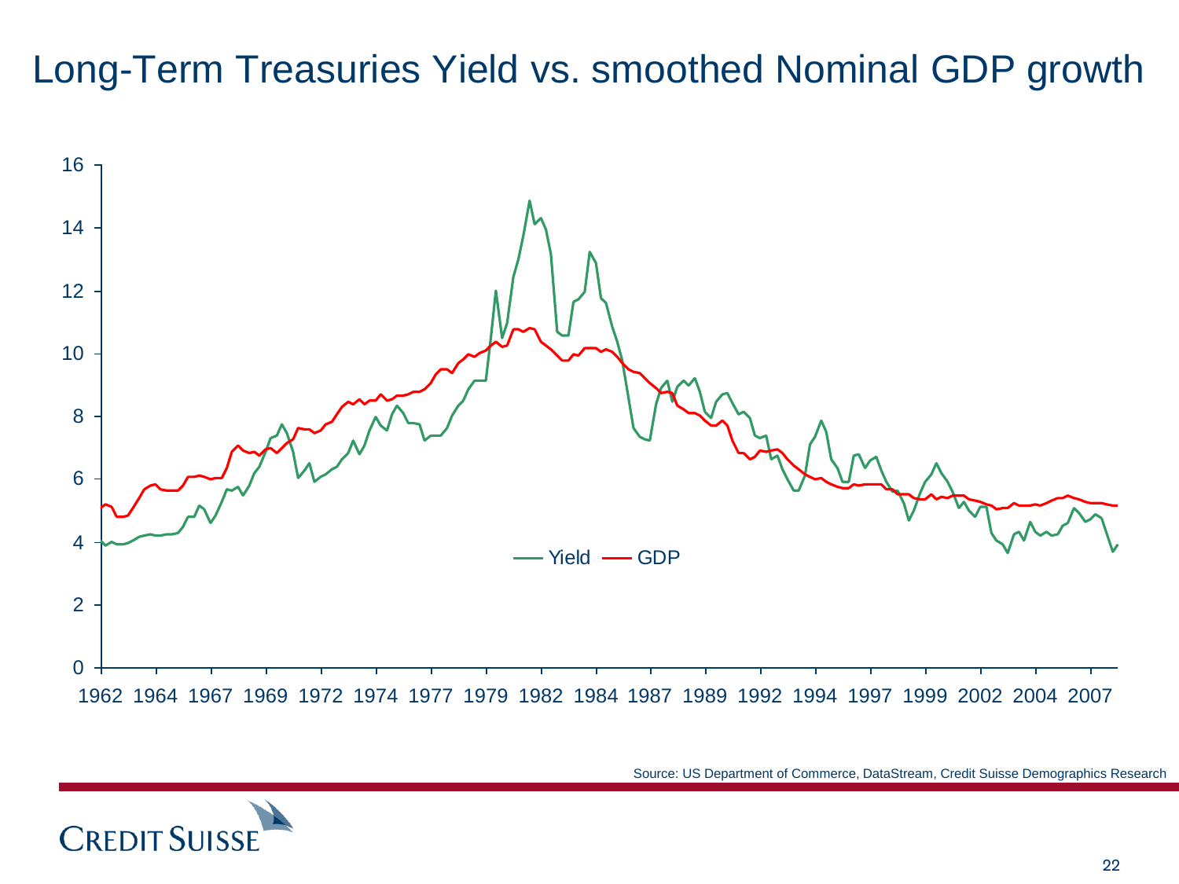# Long-Term Treasuries Yield vs. smoothed Nominal GDP growth

16
14
12
10
8
6
4
2
0

1962 1964 1967 1969 1972 1974 1977 1979 1982 1984 1987 1989 1992 1994 1997 1999 2002 2004 2007

Yield GDP

Source: US Department of Commerce, DataStream, Credit Suisse Demographics Research

CREDIT SUISSE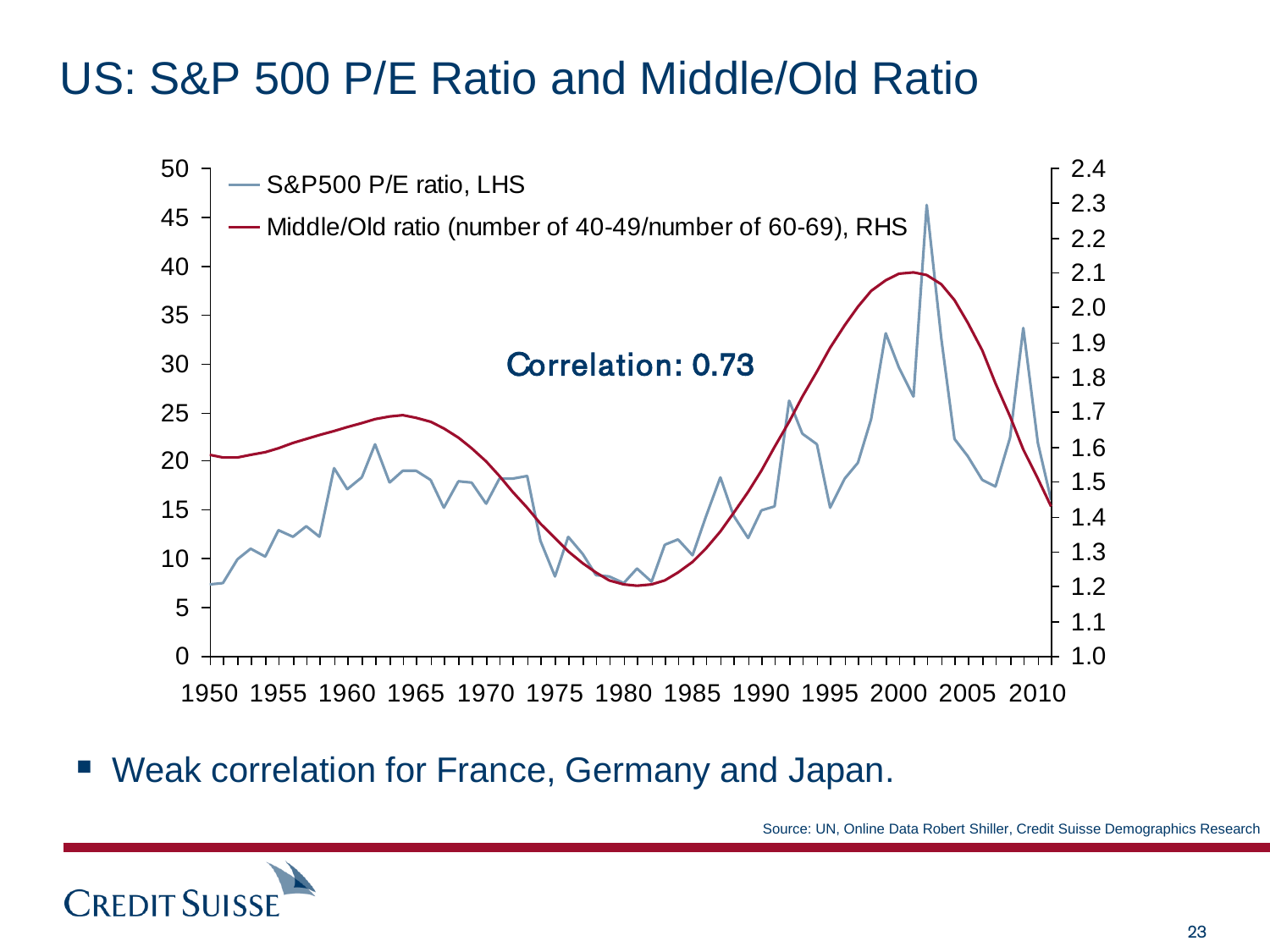# US: S&P 500 P/E Ratio and Middle/Old Ratio

- Weak correlation for France, Germany and Japan.

Source: UN, Online Data Robert Shiller, Credit Suisse Demographics Research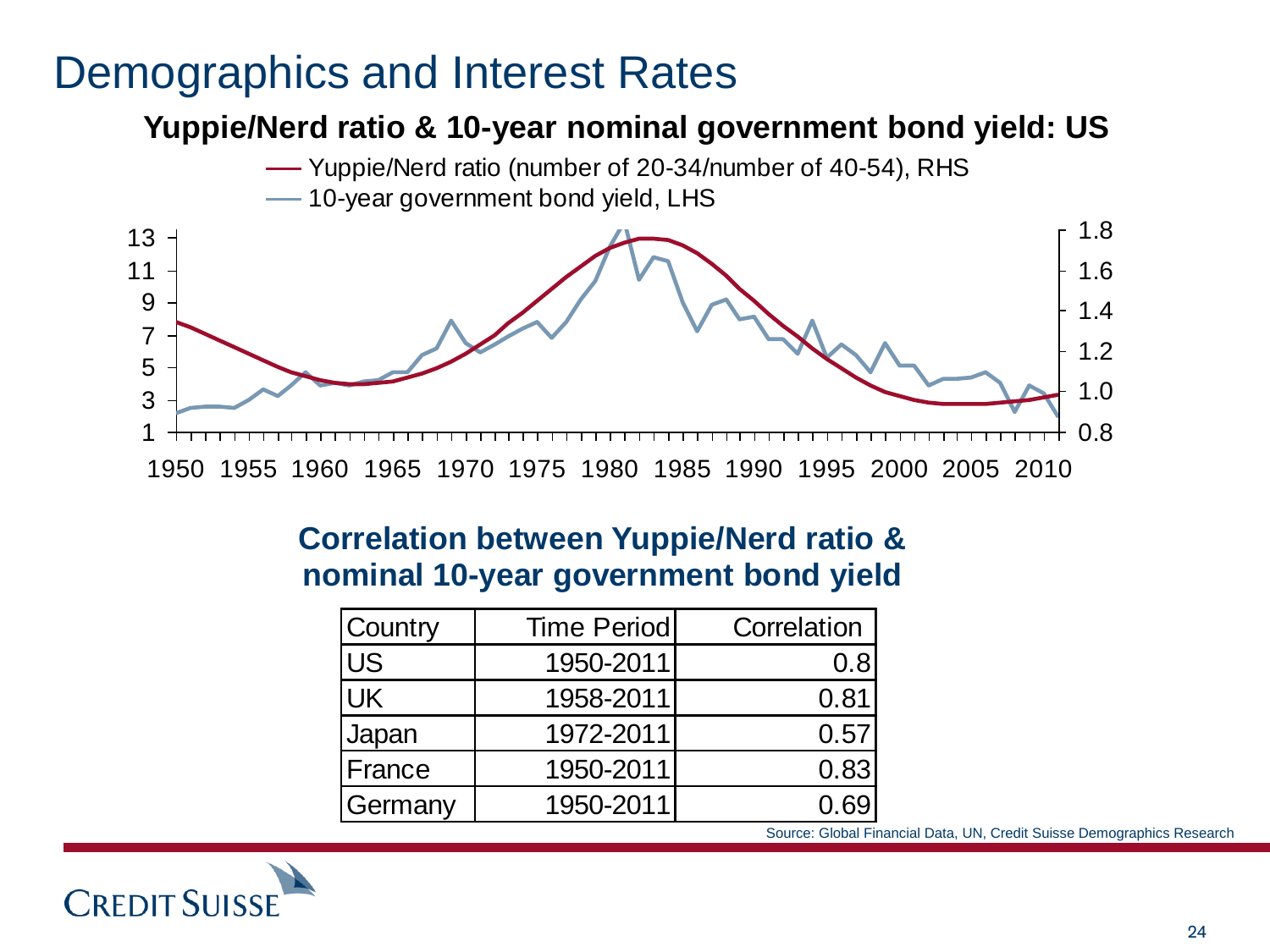# Demographics and Interest Rates

**Yuppie/Nerd ratio & 10-year nominal government bond yield: US**

— Yuppie/Nerd ratio (number of 20-34/number of 40-54), RHS

— 10-year government bond yield, LHS

13
11
9
7
5
3
1

1.8
1.6
1.4
1.2
1.0
0.8

1950 1955 1960 1965 1970 1975 1980 1985 1990 1995 2000 2005 2010

**Correlation between Yuppie/Nerd ratio & nominal 10-year government bond yield**

| Country | Time Period | Correlation |
|---|---|---|
| US | 1950-2011 | 0.8 |
| UK | 1958-2011 | 0.81 |
| Japan | 1972-2011 | 0.57 |
| France | 1950-2011 | 0.83 |
| Germany | 1950-2011 | 0.69 |

Source: Global Financial Data, UN, Credit Suisse Demographics Research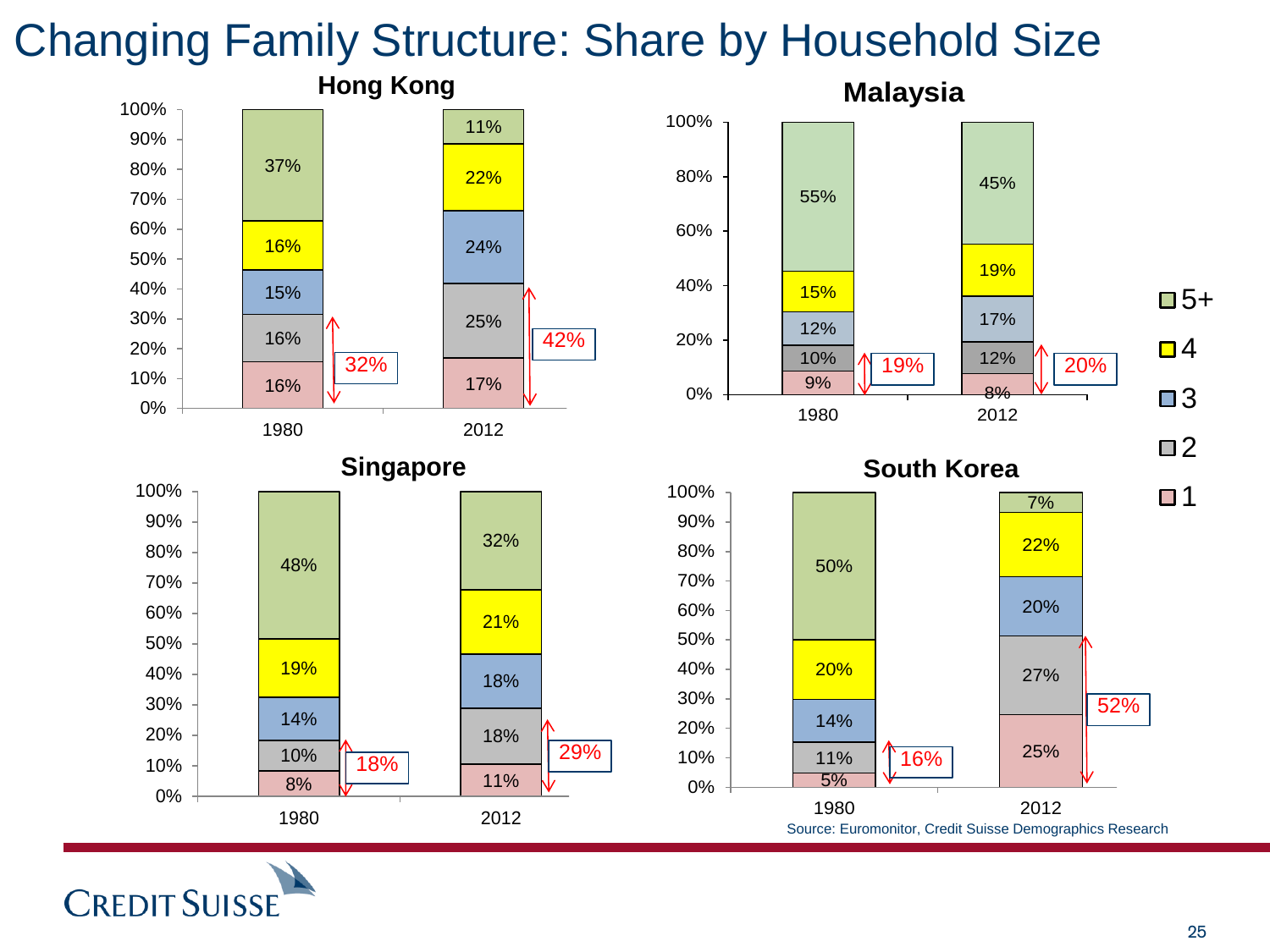# Changing Family Structure: Share by Household Size

**Hong Kong**

100%
90%
80%
70%
60%
50%
40%
30%
20%
10%
0%

1980: 37%, 16%, 15%, 16%, 16%; 32%

2012: 11%, 22%, 24%, 25%, 17%; 42%

**Malaysia**

100%
80%
60%
40%
20%
0%

1980: 55%, 15%, 12%, 10%, 9%; 19%

2012: 45%, 19%, 17%, 12%, 8%; 20%

**Singapore**

100%
90%
80%
70%
60%
50%
40%
30%
20%
10%
0%

1980: 48%, 19%, 14%, 10%, 8%; 18%

2012: 32%, 21%, 18%, 18%, 11%; 29%

**South Korea**

100%
90%
80%
70%
60%
50%
40%
30%
20%
10%
0%

1980: 50%, 20%, 14%, 11%, 5%; 16%

2012: 7%, 22%, 20%, 27%, 25%; 52%

5+
4
3
2
1

Source: Euromonitor, Credit Suisse Demographics Research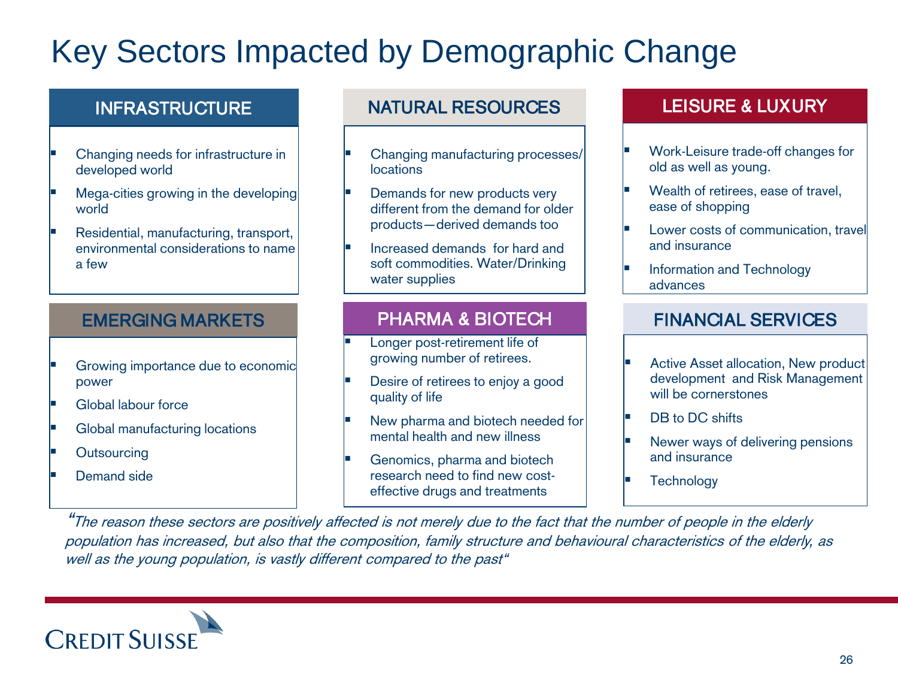# Key Sectors Impacted by Demographic Change

## INFRASTRUCTURE

- Changing needs for infrastructure in developed world
- Mega-cities growing in the developing world
- Residential, manufacturing, transport, environmental considerations to name a few

## NATURAL RESOURCES

- Changing manufacturing processes/ locations
- Demands for new products very different from the demand for older products—derived demands too
- Increased demands for hard and soft commodities. Water/Drinking water supplies

## LEISURE & LUXURY

- Work-Leisure trade-off changes for old as well as young.
- Wealth of retirees, ease of travel, ease of shopping
- Lower costs of communication, travel and insurance
- Information and Technology advances

## EMERGING MARKETS

- Growing importance due to economic power
- Global labour force
- Global manufacturing locations
- Outsourcing
- Demand side

## PHARMA & BIOTECH

- Longer post-retirement life of growing number of retirees.
- Desire of retirees to enjoy a good quality of life
- New pharma and biotech needed for mental health and new illness
- Genomics, pharma and biotech research need to find new cost-effective drugs and treatments

## FINANCIAL SERVICES

- Active Asset allocation, New product development and Risk Management will be cornerstones
- DB to DC shifts
- Newer ways of delivering pensions and insurance
- Technology

*"The reason these sectors are positively affected is not merely due to the fact that the number of people in the elderly population has increased, but also that the composition, family structure and behavioural characteristics of the elderly, as well as the young population, is vastly different compared to the past"*

CREDIT SUISSE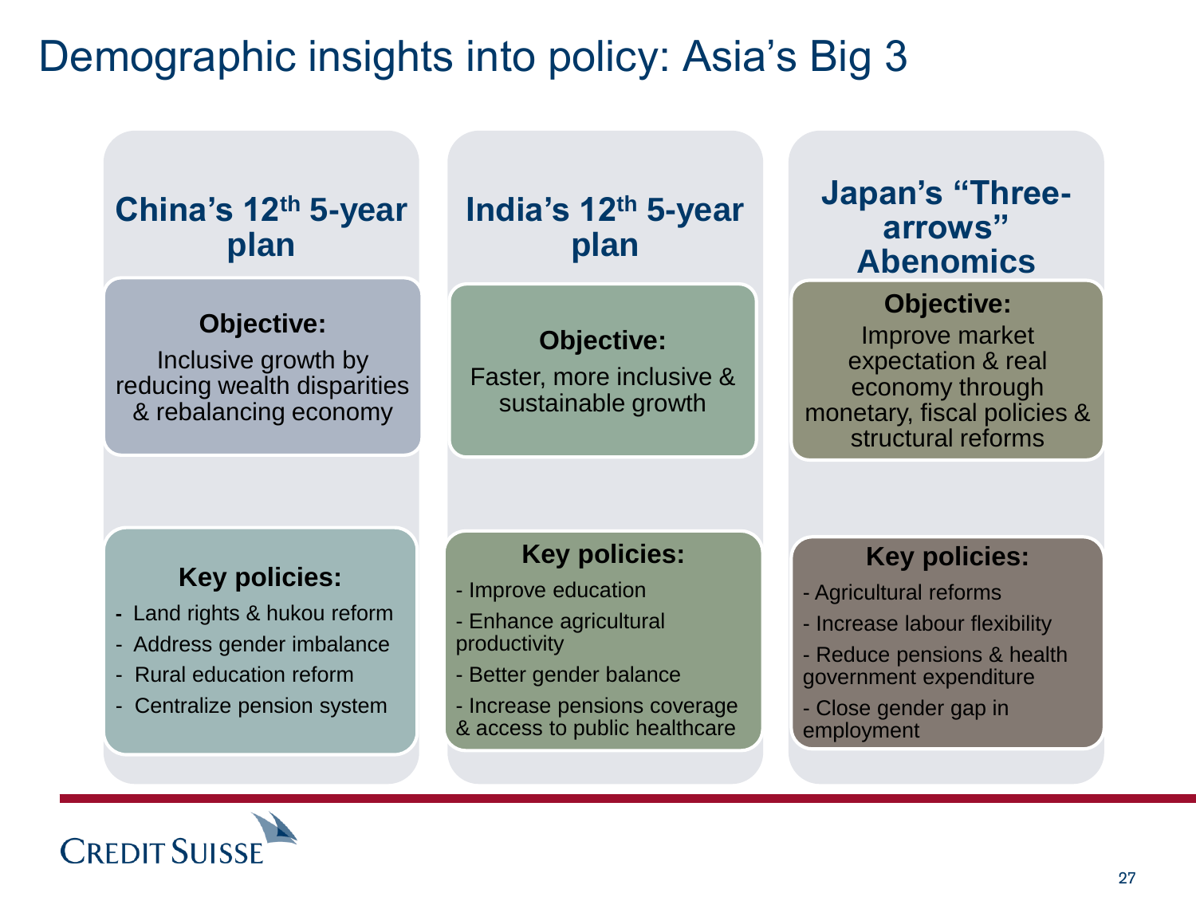# Demographic insights into policy: Asia's Big 3

## China's 12th 5-year plan

**Objective:**

Inclusive growth by reducing wealth disparities & rebalancing economy

**Key policies:**

- Land rights & hukou reform
- Address gender imbalance
- Rural education reform
- Centralize pension system

## India's 12th 5-year plan

**Objective:**

Faster, more inclusive & sustainable growth

**Key policies:**

- Improve education
- Enhance agricultural productivity
- Better gender balance
- Increase pensions coverage & access to public healthcare

## Japan's "Three-arrows" Abenomics

**Objective:**

Improve market expectation & real economy through monetary, fiscal policies & structural reforms

**Key policies:**

- Agricultural reforms
- Increase labour flexibility
- Reduce pensions & health government expenditure
- Close gender gap in employment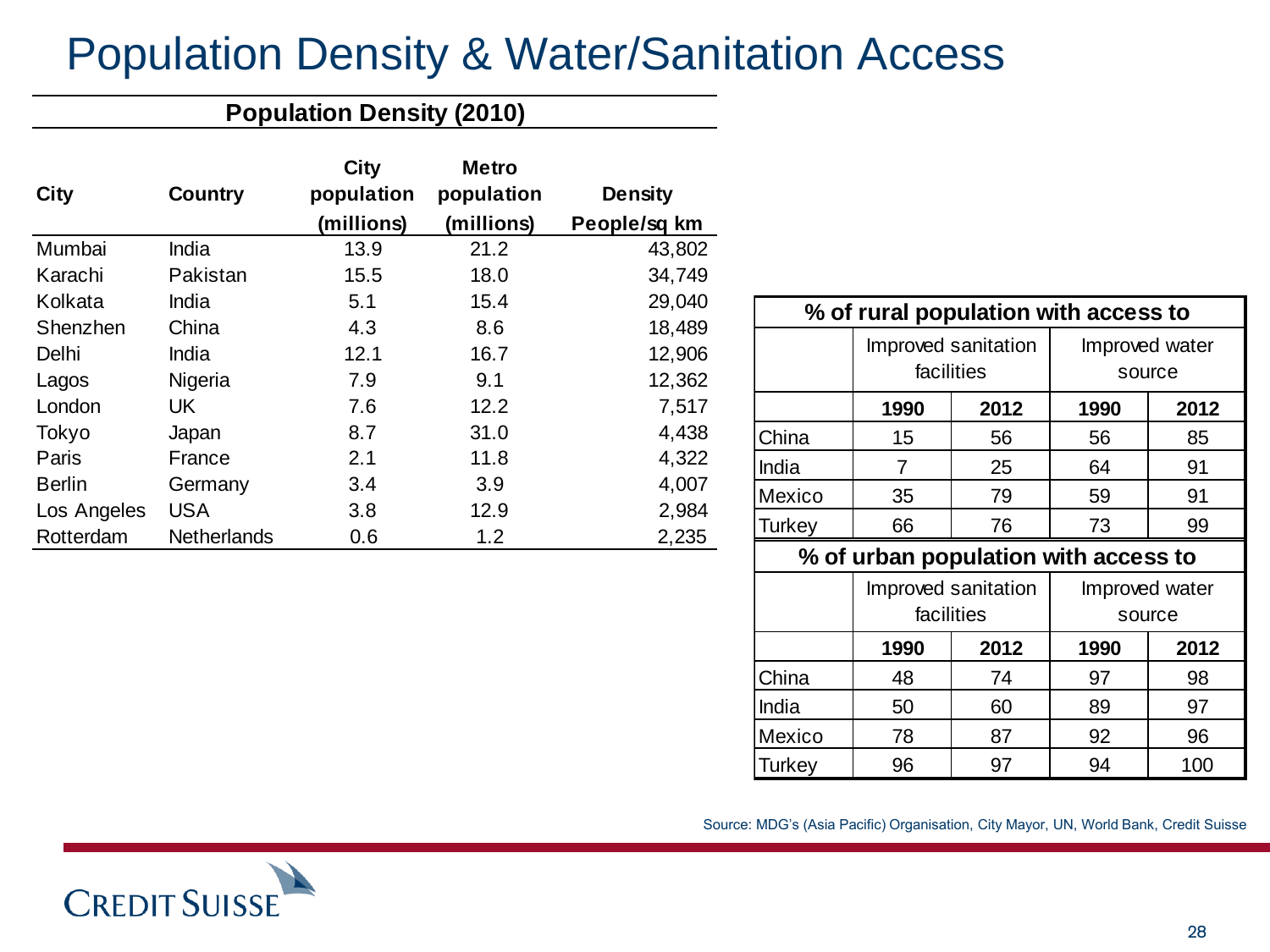# Population Density & Water/Sanitation Access

**Population Density (2010)**

| City | Country | City population (millions) | Metro population (millions) | Density People/sq km |
|---|---|---|---|---|
| Mumbai | India | 13.9 | 21.2 | 43,802 |
| Karachi | Pakistan | 15.5 | 18.0 | 34,749 |
| Kolkata | India | 5.1 | 15.4 | 29,040 |
| Shenzhen | China | 4.3 | 8.6 | 18,489 |
| Delhi | India | 12.1 | 16.7 | 12,906 |
| Lagos | Nigeria | 7.9 | 9.1 | 12,362 |
| London | UK | 7.6 | 12.2 | 7,517 |
| Tokyo | Japan | 8.7 | 31.0 | 4,438 |
| Paris | France | 2.1 | 11.8 | 4,322 |
| Berlin | Germany | 3.4 | 3.9 | 4,007 |
| Los Angeles | USA | 3.8 | 12.9 | 2,984 |
| Rotterdam | Netherlands | 0.6 | 1.2 | 2,235 |

**% of rural population with access to**

| | Improved sanitation facilities | | Improved water source | |
|---|---|---|---|---|
| | **1990** | **2012** | **1990** | **2012** |
| China | 15 | 56 | 56 | 85 |
| India | 7 | 25 | 64 | 91 |
| Mexico | 35 | 79 | 59 | 91 |
| Turkey | 66 | 76 | 73 | 99 |

**% of urban population with access to**

| | Improved sanitation facilities | | Improved water source | |
|---|---|---|---|---|
| | **1990** | **2012** | **1990** | **2012** |
| China | 48 | 74 | 97 | 98 |
| India | 50 | 60 | 89 | 97 |
| Mexico | 78 | 87 | 92 | 96 |
| Turkey | 96 | 97 | 94 | 100 |

Source: MDG's (Asia Pacific) Organisation, City Mayor, UN, World Bank, Credit Suisse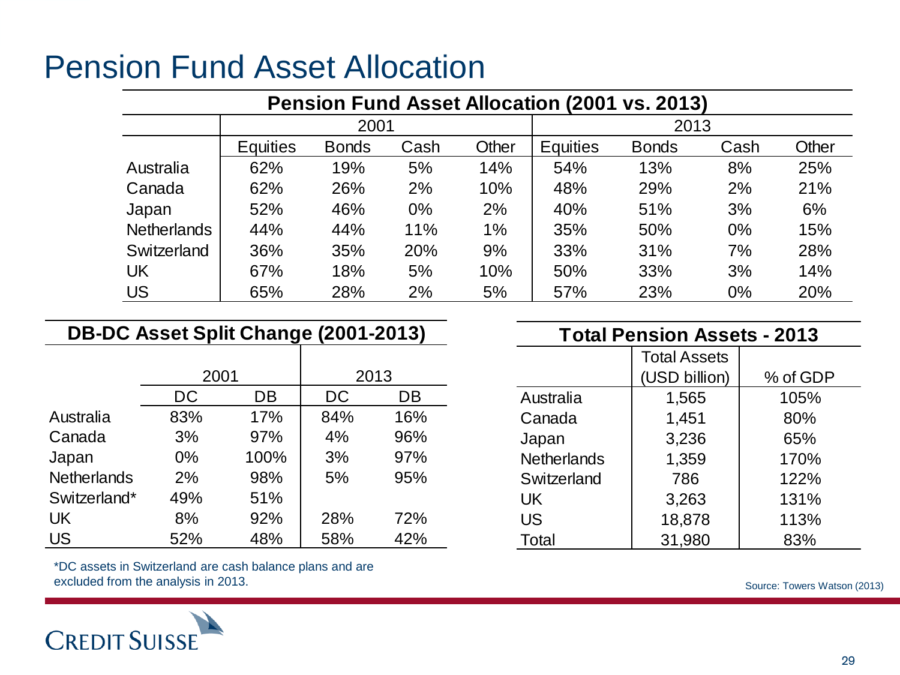# Pension Fund Asset Allocation

**Pension Fund Asset Allocation (2001 vs. 2013)**

| | 2001 | | | | 2013 | | | |
|---|---|---|---|---|---|---|---|---|
| | Equities | Bonds | Cash | Other | Equities | Bonds | Cash | Other |
| Australia | 62% | 19% | 5% | 14% | 54% | 13% | 8% | 25% |
| Canada | 62% | 26% | 2% | 10% | 48% | 29% | 2% | 21% |
| Japan | 52% | 46% | 0% | 2% | 40% | 51% | 3% | 6% |
| Netherlands | 44% | 44% | 11% | 1% | 35% | 50% | 0% | 15% |
| Switzerland | 36% | 35% | 20% | 9% | 33% | 31% | 7% | 28% |
| UK | 67% | 18% | 5% | 10% | 50% | 33% | 3% | 14% |
| US | 65% | 28% | 2% | 5% | 57% | 23% | 0% | 20% |

**DB-DC Asset Split Change (2001-2013)**

| | 2001 | | 2013 | |
|---|---|---|---|---|
| | DC | DB | DC | DB |
| Australia | 83% | 17% | 84% | 16% |
| Canada | 3% | 97% | 4% | 96% |
| Japan | 0% | 100% | 3% | 97% |
| Netherlands | 2% | 98% | 5% | 95% |
| Switzerland* | 49% | 51% | | |
| UK | 8% | 92% | 28% | 72% |
| US | 52% | 48% | 58% | 42% |

*DC assets in Switzerland are cash balance plans and are excluded from the analysis in 2013.

**Total Pension Assets - 2013**

| | Total Assets (USD billion) | % of GDP |
|---|---|---|
| Australia | 1,565 | 105% |
| Canada | 1,451 | 80% |
| Japan | 3,236 | 65% |
| Netherlands | 1,359 | 170% |
| Switzerland | 786 | 122% |
| UK | 3,263 | 131% |
| US | 18,878 | 113% |
| Total | 31,980 | 83% |

Source: Towers Watson (2013)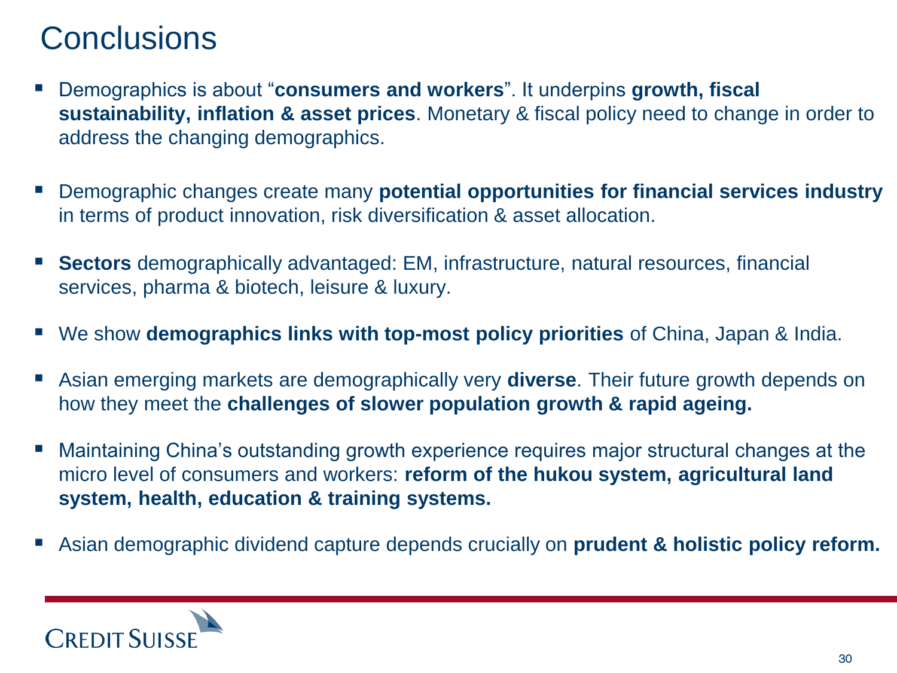# Conclusions

- Demographics is about "**consumers and workers**". It underpins **growth, fiscal sustainability, inflation & asset prices**. Monetary & fiscal policy need to change in order to address the changing demographics.

- Demographic changes create many **potential opportunities for financial services industry** in terms of product innovation, risk diversification & asset allocation.

- **Sectors** demographically advantaged: EM, infrastructure, natural resources, financial services, pharma & biotech, leisure & luxury.

- We show **demographics links with top-most policy priorities** of China, Japan & India.

- Asian emerging markets are demographically very **diverse**. Their future growth depends on how they meet the **challenges of slower population growth & rapid ageing.**

- Maintaining China's outstanding growth experience requires major structural changes at the micro level of consumers and workers: **reform of the hukou system, agricultural land system, health, education & training systems.**

- Asian demographic dividend capture depends crucially on **prudent & holistic policy reform.**

CREDIT SUISSE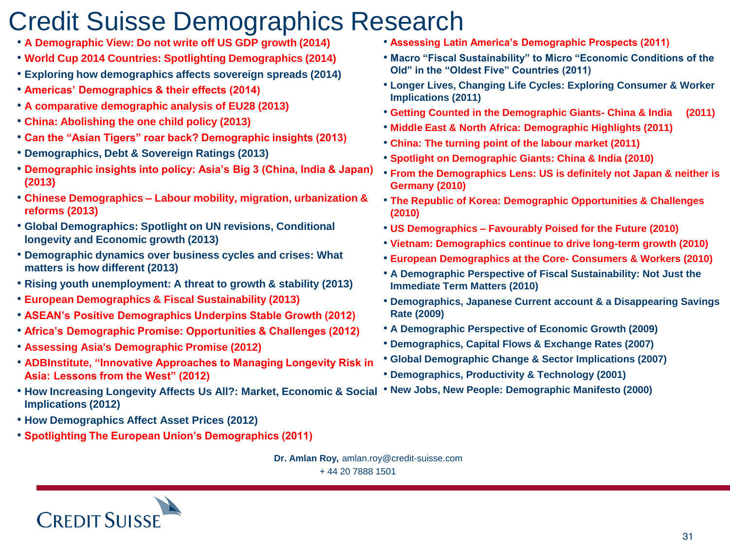# Credit Suisse Demographics Research

- **A Demographic View: Do not write off US GDP growth (2014)**
- **World Cup 2014 Countries: Spotlighting Demographics (2014)**
- **Exploring how demographics affects sovereign spreads (2014)**
- **Americas' Demographics & their effects (2014)**
- **A comparative demographic analysis of EU28 (2013)**
- **China: Abolishing the one child policy (2013)**
- **Can the "Asian Tigers" roar back? Demographic insights (2013)**
- **Demographics, Debt & Sovereign Ratings (2013)**
- **Demographic insights into policy: Asia's Big 3 (China, India & Japan) (2013)**
- **Chinese Demographics – Labour mobility, migration, urbanization & reforms (2013)**
- **Global Demographics: Spotlight on UN revisions, Conditional longevity and Economic growth (2013)**
- **Demographic dynamics over business cycles and crises: What matters is how different (2013)**
- **Rising youth unemployment: A threat to growth & stability (2013)**
- **European Demographics & Fiscal Sustainability (2013)**
- **ASEAN's Positive Demographics Underpins Stable Growth (2012)**
- **Africa's Demographic Promise: Opportunities & Challenges (2012)**
- **Assessing Asia's Demographic Promise (2012)**
- **ADBInstitute, "Innovative Approaches to Managing Longevity Risk in Asia: Lessons from the West" (2012)**
- **How Increasing Longevity Affects Us All?: Market, Economic & Social Implications (2012)**
- **How Demographics Affect Asset Prices (2012)**
- **Spotlighting The European Union's Demographics (2011)**
- **Assessing Latin America's Demographic Prospects (2011)**
- **Macro "Fiscal Sustainability" to Micro "Economic Conditions of the Old" in the "Oldest Five" Countries (2011)**
- **Longer Lives, Changing Life Cycles: Exploring Consumer & Worker Implications (2011)**
- **Getting Counted in the Demographic Giants- China & India (2011)**
- **Middle East & North Africa: Demographic Highlights (2011)**
- **China: The turning point of the labour market (2011)**
- **Spotlight on Demographic Giants: China & India (2010)**
- **From the Demographics Lens: US is definitely not Japan & neither is Germany (2010)**
- **The Republic of Korea: Demographic Opportunities & Challenges (2010)**
- **US Demographics – Favourably Poised for the Future (2010)**
- **Vietnam: Demographics continue to drive long-term growth (2010)**
- **European Demographics at the Core- Consumers & Workers (2010)**
- **A Demographic Perspective of Fiscal Sustainability: Not Just the Immediate Term Matters (2010)**
- **Demographics, Japanese Current account & a Disappearing Savings Rate (2009)**
- **A Demographic Perspective of Economic Growth (2009)**
- **Demographics, Capital Flows & Exchange Rates (2007)**
- **Global Demographic Change & Sector Implications (2007)**
- **Demographics, Productivity & Technology (2001)**
- **New Jobs, New People: Demographic Manifesto (2000)**

**Dr. Amlan Roy,** amlan.roy@credit-suisse.com
+ 44 20 7888 1501

CREDIT SUISSE